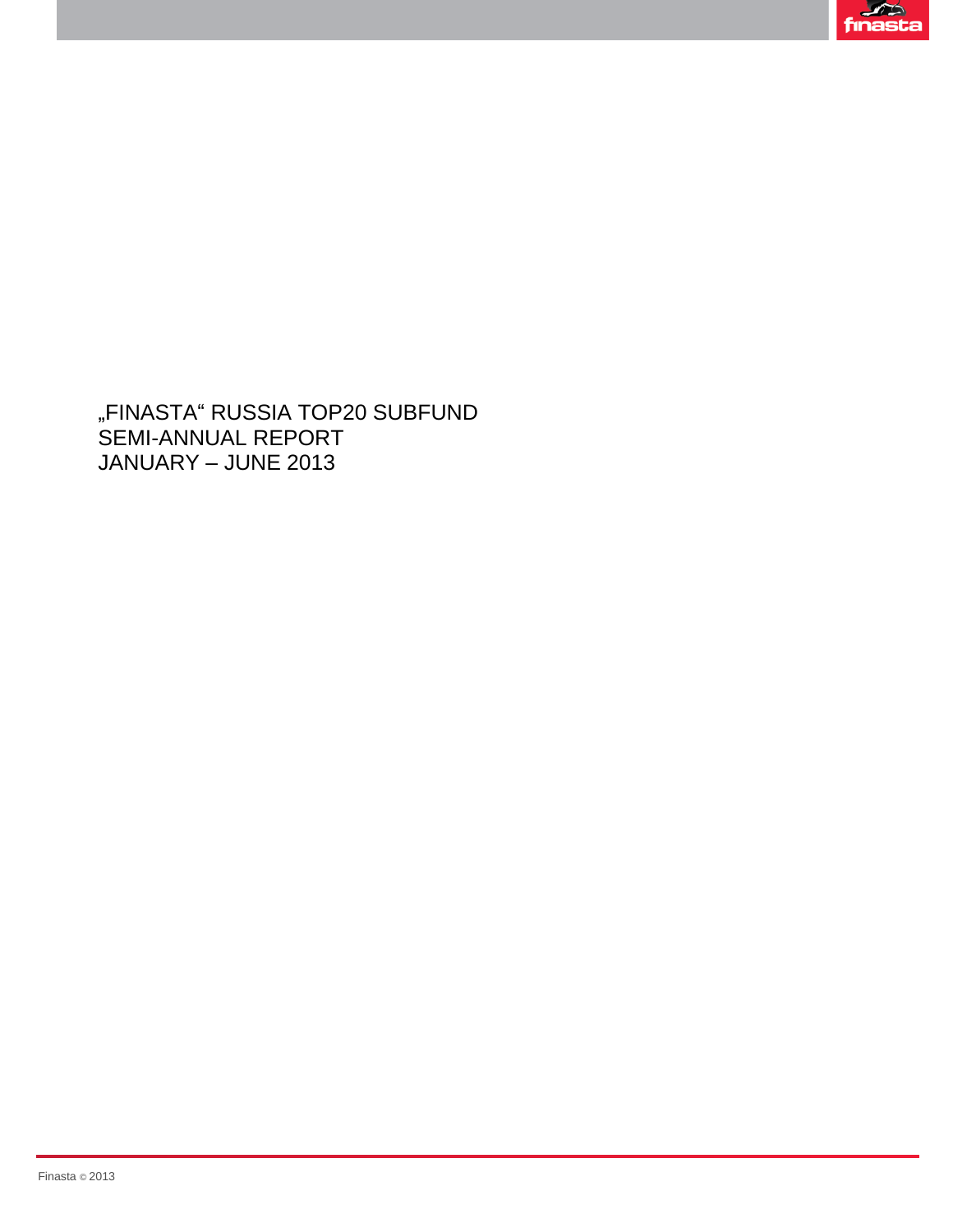# „FINASTA" RUSSIA TOP20 SUBFUND
# SEMI-ANNUAL REPORT
# JANUARY – JUNE 2013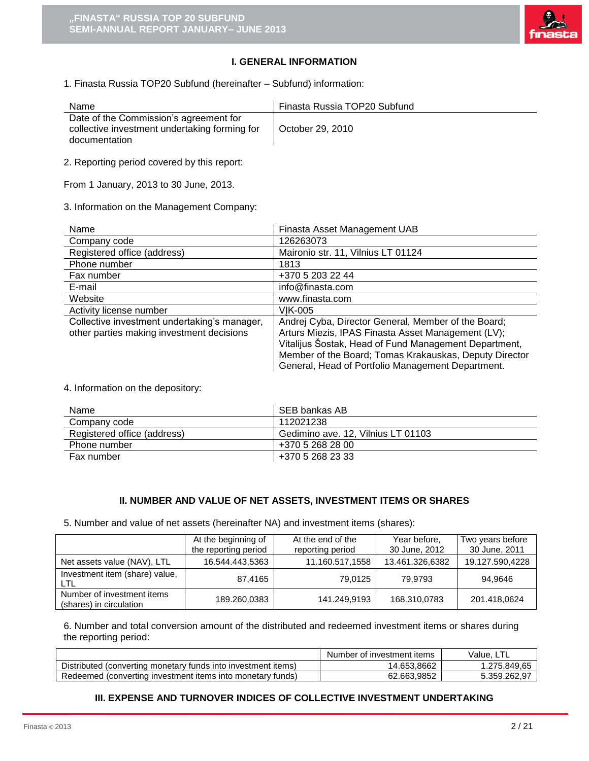## I. GENERAL INFORMATION

1. Finasta Russia TOP20 Subfund (hereinafter – Subfund) information:

| Name | Finasta Russia TOP20 Subfund |
|---|---|
| Date of the Commission's agreement for collective investment undertaking forming for documentation | October 29, 2010 |

2. Reporting period covered by this report:

From 1 January, 2013 to 30 June, 2013.

3. Information on the Management Company:

| Name | Finasta Asset Management UAB |
|---|---|
| Company code | 126263073 |
| Registered office (address) | Maironio str. 11, Vilnius LT 01124 |
| Phone number | 1813 |
| Fax number | +370 5 203 22 44 |
| E-mail | info@finasta.com |
| Website | www.finasta.com |
| Activity license number | VĮK-005 |
| Collective investment undertaking's manager, other parties making investment decisions | Andrej Cyba, Director General, Member of the Board; Arturs Miezis, IPAS Finasta Asset Management (LV); Vitalijus Šostak, Head of Fund Management Department, Member of the Board; Tomas Krakauskas, Deputy Director General, Head of Portfolio Management Department. |

4. Information on the depository:

| Name | SEB bankas AB |
|---|---|
| Company code | 112021238 |
| Registered office (address) | Gedimino ave. 12, Vilnius LT 01103 |
| Phone number | +370 5 268 28 00 |
| Fax number | +370 5 268 23 33 |

## II. NUMBER AND VALUE OF NET ASSETS, INVESTMENT ITEMS OR SHARES

5. Number and value of net assets (hereinafter NA) and investment items (shares):

| | At the beginning of the reporting period | At the end of the reporting period | Year before, 30 June, 2012 | Two years before 30 June, 2011 |
|---|---|---|---|---|
| Net assets value (NAV), LTL | 16.544.443,5363 | 11.160.517,1558 | 13.461.326,6382 | 19.127.590,4228 |
| Investment item (share) value, LTL | 87,4165 | 79,0125 | 79,9793 | 94,9646 |
| Number of investment items (shares) in circulation | 189.260,0383 | 141.249,9193 | 168.310,0783 | 201.418,0624 |

6. Number and total conversion amount of the distributed and redeemed investment items or shares during the reporting period:

| | Number of investment items | Value, LTL |
|---|---|---|
| Distributed (converting monetary funds into investment items) | 14.653,8662 | 1.275.849,65 |
| Redeemed (converting investment items into monetary funds) | 62.663,9852 | 5.359.262,97 |

## III. EXPENSE AND TURNOVER INDICES OF COLLECTIVE INVESTMENT UNDERTAKING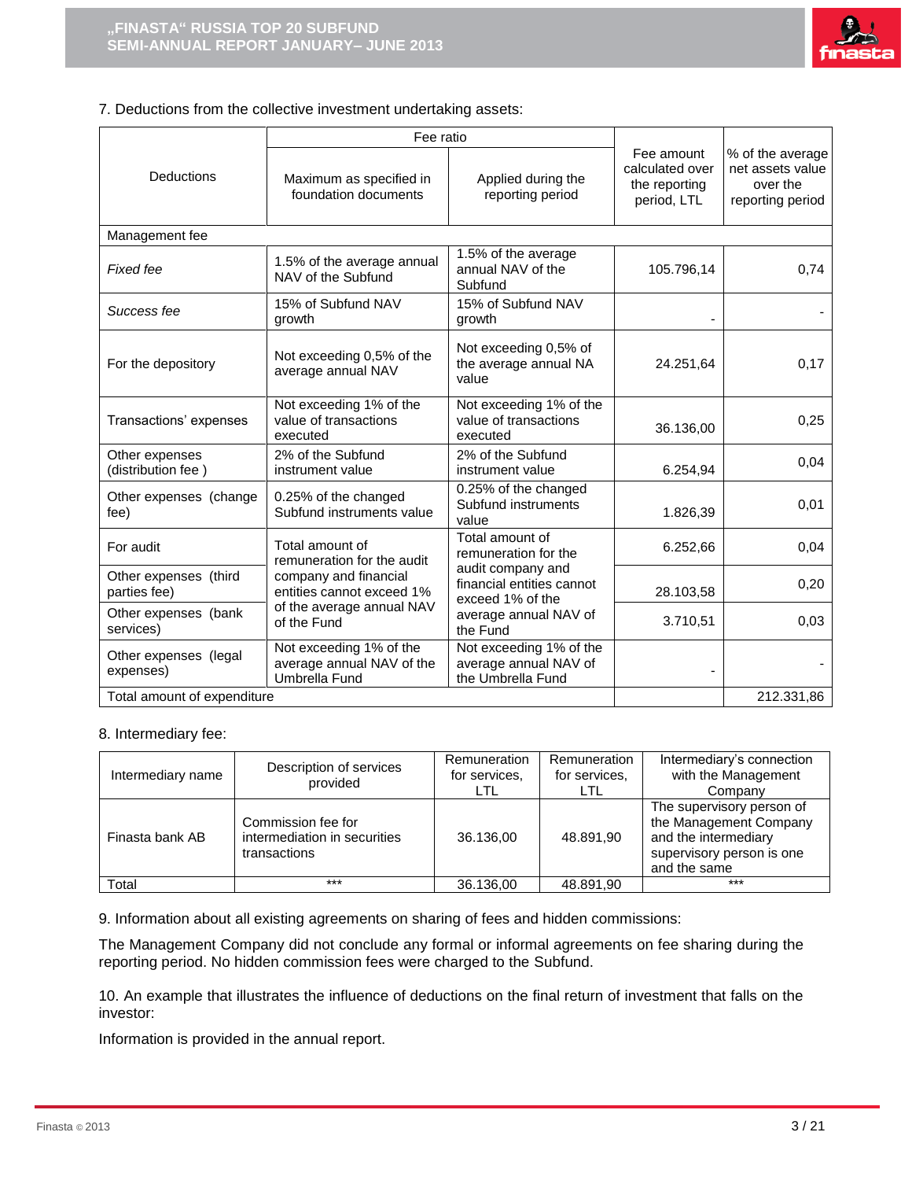7. Deductions from the collective investment undertaking assets:

| Deductions | Fee ratio | | Fee amount calculated over the reporting period, LTL | % of the average net assets value over the reporting period |
|---|---|---|---|---|
| | Maximum as specified in foundation documents | Applied during the reporting period | | |
| Management fee | | | | |
| *Fixed fee* | 1.5% of the average annual NAV of the Subfund | 1.5% of the average annual NAV of the Subfund | 105.796,14 | 0,74 |
| *Success fee* | 15% of Subfund NAV growth | 15% of Subfund NAV growth | - | - |
| For the depository | Not exceeding 0,5% of the average annual NAV | Not exceeding 0,5% of the average annual NA value | 24.251,64 | 0,17 |
| Transactions' expenses | Not exceeding 1% of the value of transactions executed | Not exceeding 1% of the value of transactions executed | 36.136,00 | 0,25 |
| Other expenses (distribution fee ) | 2% of the Subfund instrument value | 2% of the Subfund instrument value | 6.254,94 | 0,04 |
| Other expenses (change fee) | 0.25% of the changed Subfund instruments value | 0.25% of the changed Subfund instruments value | 1.826,39 | 0,01 |
| For audit | Total amount of remuneration for the audit company and financial entities cannot exceed 1% of the average annual NAV of the Fund | Total amount of remuneration for the audit company and financial entities cannot exceed 1% of the average annual NAV of the Fund | 6.252,66 | 0,04 |
| Other expenses (third parties fee) | | | 28.103,58 | 0,20 |
| Other expenses (bank services) | | | 3.710,51 | 0,03 |
| Other expenses (legal expenses) | Not exceeding 1% of the average annual NAV of the Umbrella Fund | Not exceeding 1% of the average annual NAV of the Umbrella Fund | - | - |
| Total amount of expenditure | | | | 212.331,86 |

8. Intermediary fee:

| Intermediary name | Description of services provided | Remuneration for services, LTL | Remuneration for services, LTL | Intermediary's connection with the Management Company |
|---|---|---|---|---|
| Finasta bank AB | Commission fee for intermediation in securities transactions | 36.136,00 | 48.891,90 | The supervisory person of the Management Company and the intermediary supervisory person is one and the same |
| Total | *** | 36.136,00 | 48.891,90 | *** |

9. Information about all existing agreements on sharing of fees and hidden commissions:

The Management Company did not conclude any formal or informal agreements on fee sharing during the reporting period. No hidden commission fees were charged to the Subfund.

10. An example that illustrates the influence of deductions on the final return of investment that falls on the investor:

Information is provided in the annual report.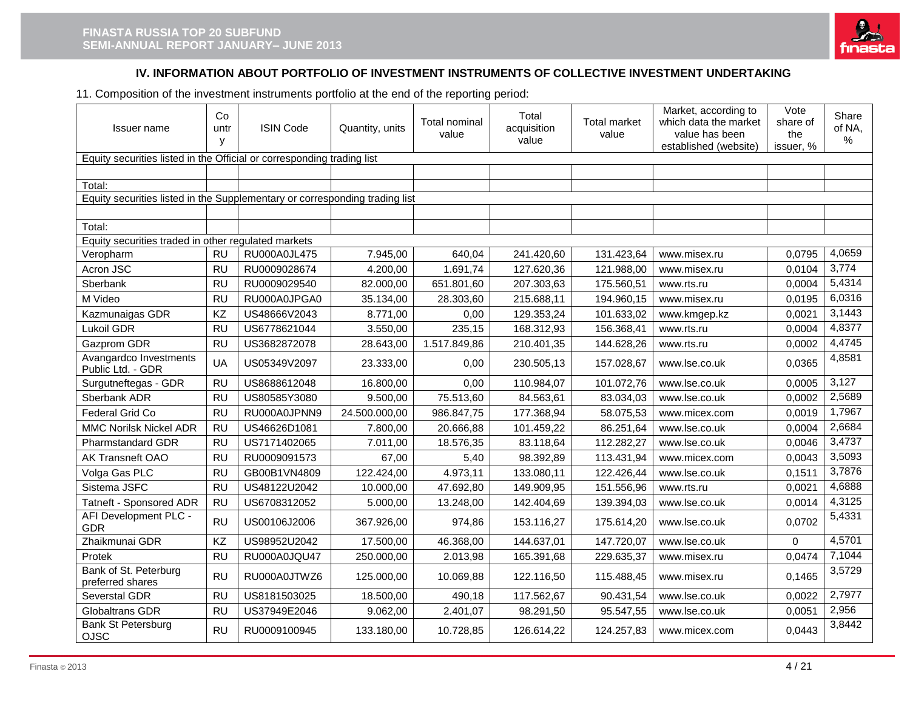## IV. INFORMATION ABOUT PORTFOLIO OF INVESTMENT INSTRUMENTS OF COLLECTIVE INVESTMENT UNDERTAKING

11. Composition of the investment instruments portfolio at the end of the reporting period:

| Issuer name | Country | ISIN Code | Quantity, units | Total nominal value | Total acquisition value | Total market value | Market, according to which data the market value has been established (website) | Vote share of the issuer, % | Share of NA, % |
|---|---|---|---|---|---|---|---|---|---|
| Equity securities listed in the Official or corresponding trading list | | | | | | | | | |
| | | | | | | | | | |
| Total: | | | | | | | | | |
| Equity securities listed in the Supplementary or corresponding trading list | | | | | | | | | |
| | | | | | | | | | |
| Total: | | | | | | | | | |
| Equity securities traded in other regulated markets | | | | | | | | | |
| Veropharm | RU | RU000A0JL475 | 7.945,00 | 640,04 | 241.420,60 | 131.423,64 | www.misex.ru | 0,0795 | 4,0659 |
| Acron JSC | RU | RU0009028674 | 4.200,00 | 1.691,74 | 127.620,36 | 121.988,00 | www.misex.ru | 0,0104 | 3,774 |
| Sberbank | RU | RU0009029540 | 82.000,00 | 651.801,60 | 207.303,63 | 175.560,51 | www.rts.ru | 0,0004 | 5,4314 |
| M Video | RU | RU000A0JPGA0 | 35.134,00 | 28.303,60 | 215.688,11 | 194.960,15 | www.misex.ru | 0,0195 | 6,0316 |
| Kazmunaigas GDR | KZ | US48666V2043 | 8.771,00 | 0,00 | 129.353,24 | 101.633,02 | www.kmgep.kz | 0,0021 | 3,1443 |
| Lukoil GDR | RU | US6778621044 | 3.550,00 | 235,15 | 168.312,93 | 156.368,41 | www.rts.ru | 0,0004 | 4,8377 |
| Gazprom GDR | RU | US3682872078 | 28.643,00 | 1.517.849,86 | 210.401,35 | 144.628,26 | www.rts.ru | 0,0002 | 4,4745 |
| Avangardco Investments Public Ltd. - GDR | UA | US05349V2097 | 23.333,00 | 0,00 | 230.505,13 | 157.028,67 | www.lse.co.uk | 0,0365 | 4,8581 |
| Surgutneftegas - GDR | RU | US8688612048 | 16.800,00 | 0,00 | 110.984,07 | 101.072,76 | www.lse.co.uk | 0,0005 | 3,127 |
| Sberbank ADR | RU | US80585Y3080 | 9.500,00 | 75.513,60 | 84.563,61 | 83.034,03 | www.lse.co.uk | 0,0002 | 2,5689 |
| Federal Grid Co | RU | RU000A0JPNN9 | 24.500.000,00 | 986.847,75 | 177.368,94 | 58.075,53 | www.micex.com | 0,0019 | 1,7967 |
| MMC Norilsk Nickel ADR | RU | US46626D1081 | 7.800,00 | 20.666,88 | 101.459,22 | 86.251,64 | www.lse.co.uk | 0,0004 | 2,6684 |
| Pharmstandard GDR | RU | US7171402065 | 7.011,00 | 18.576,35 | 83.118,64 | 112.282,27 | www.lse.co.uk | 0,0046 | 3,4737 |
| AK Transneft OAO | RU | RU0009091573 | 67,00 | 5,40 | 98.392,89 | 113.431,94 | www.micex.com | 0,0043 | 3,5093 |
| Volga Gas PLC | RU | GB00B1VN4809 | 122.424,00 | 4.973,11 | 133.080,11 | 122.426,44 | www.lse.co.uk | 0,1511 | 3,7876 |
| Sistema JSFC | RU | US48122U2042 | 10.000,00 | 47.692,80 | 149.909,95 | 151.556,96 | www.rts.ru | 0,0021 | 4,6888 |
| Tatneft - Sponsored ADR | RU | US6708312052 | 5.000,00 | 13.248,00 | 142.404,69 | 139.394,03 | www.lse.co.uk | 0,0014 | 4,3125 |
| AFI Development PLC - GDR | RU | US00106J2006 | 367.926,00 | 974,86 | 153.116,27 | 175.614,20 | www.lse.co.uk | 0,0702 | 5,4331 |
| Zhaikmunai GDR | KZ | US98952U2042 | 17.500,00 | 46.368,00 | 144.637,01 | 147.720,07 | www.lse.co.uk | 0 | 4,5701 |
| Protek | RU | RU000A0JQU47 | 250.000,00 | 2.013,98 | 165.391,68 | 229.635,37 | www.misex.ru | 0,0474 | 7,1044 |
| Bank of St. Peterburg preferred shares | RU | RU000A0JTWZ6 | 125.000,00 | 10.069,88 | 122.116,50 | 115.488,45 | www.misex.ru | 0,1465 | 3,5729 |
| Severstal GDR | RU | US8181503025 | 18.500,00 | 490,18 | 117.562,67 | 90.431,54 | www.lse.co.uk | 0,0022 | 2,7977 |
| Globaltrans GDR | RU | US37949E2046 | 9.062,00 | 2.401,07 | 98.291,50 | 95.547,55 | www.lse.co.uk | 0,0051 | 2,956 |
| Bank St Petersburg OJSC | RU | RU0009100945 | 133.180,00 | 10.728,85 | 126.614,22 | 124.257,83 | www.micex.com | 0,0443 | 3,8442 |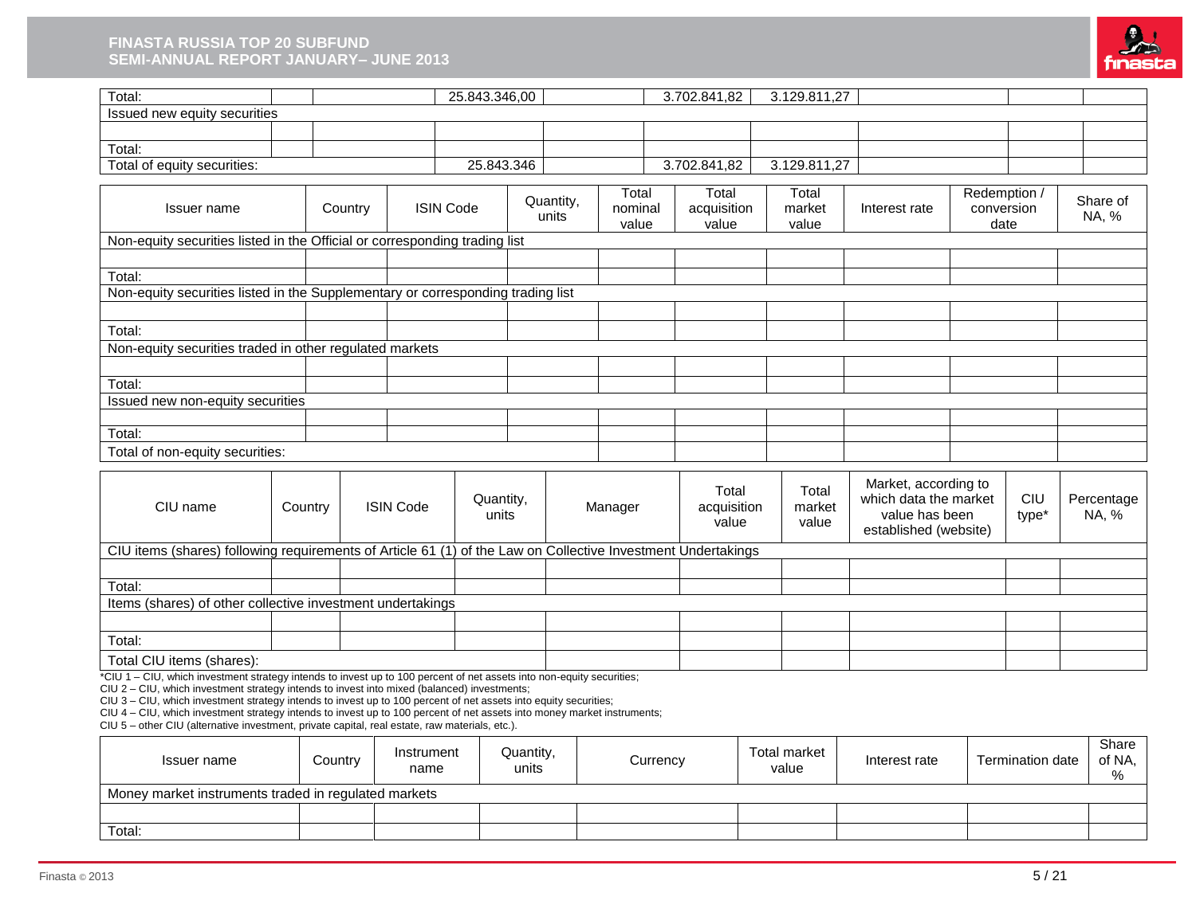| | | | | | | | | | |
|---|---|---|---|---|---|---|---|---|---|
| Total: | | | 25.843.346,00 | | 3.702.841,82 | 3.129.811,27 | | | |
| Issued new equity securities | | | | | | | | | |
| | | | | | | | | | |
| Total: | | | | | | | | | |
| Total of equity securities: | | | 25.843.346 | | 3.702.841,82 | 3.129.811,27 | | | |

| Issuer name | Country | ISIN Code | Quantity, units | Total nominal value | Total acquisition value | Total market value | Interest rate | Redemption / conversion date | Share of NA, % |
|---|---|---|---|---|---|---|---|---|---|
| Non-equity securities listed in the Official or corresponding trading list | | | | | | | | | |
| | | | | | | | | | |
| Total: | | | | | | | | | |
| Non-equity securities listed in the Supplementary or corresponding trading list | | | | | | | | | |
| | | | | | | | | | |
| Total: | | | | | | | | | |
| Non-equity securities traded in other regulated markets | | | | | | | | | |
| | | | | | | | | | |
| Total: | | | | | | | | | |
| Issued new non-equity securities | | | | | | | | | |
| | | | | | | | | | |
| Total: | | | | | | | | | |
| Total of non-equity securities: | | | | | | | | | |

| CIU name | Country | ISIN Code | Quantity, units | Manager | Total acquisition value | Total market value | Market, according to which data the market value has been established (website) | CIU type* | Percentage NA, % |
|---|---|---|---|---|---|---|---|---|---|
| CIU items (shares) following requirements of Article 61 (1) of the Law on Collective Investment Undertakings | | | | | | | | | |
| | | | | | | | | | |
| Total: | | | | | | | | | |
| Items (shares) of other collective investment undertakings | | | | | | | | | |
| | | | | | | | | | |
| Total: | | | | | | | | | |
| Total CIU items (shares): | | | | | | | | | |

*CIU 1 – CIU, which investment strategy intends to invest up to 100 percent of net assets into non-equity securities;
CIU 2 – CIU, which investment strategy intends to invest into mixed (balanced) investments;
CIU 3 – CIU, which investment strategy intends to invest up to 100 percent of net assets into equity securities;
CIU 4 – CIU, which investment strategy intends to invest up to 100 percent of net assets into money market instruments;
CIU 5 – other CIU (alternative investment, private capital, real estate, raw materials, etc.).

| Issuer name | Country | Instrument name | Quantity, units | Currency | Total market value | Interest rate | Termination date | Share of NA, % |
|---|---|---|---|---|---|---|---|---|
| Money market instruments traded in regulated markets | | | | | | | | |
| | | | | | | | | |
| Total: | | | | | | | | |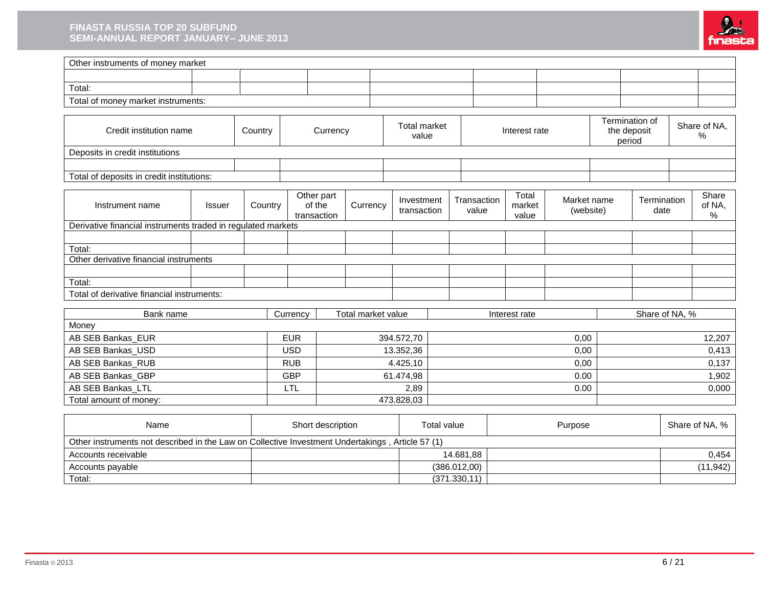| Other instruments of money market | | | | | | | | |
|---|---|---|---|---|---|---|---|---|
| | | | | | | | | |
| Total: | | | | | | | | |
| Total of money market instruments: | | | | | | | | |

| Credit institution name | Country | Currency | Total market value | Interest rate | Termination of the deposit period | Share of NA, % |
|---|---|---|---|---|---|---|
| Deposits in credit institutions | | | | | | |
| | | | | | | |
| Total of deposits in credit institutions: | | | | | | |

| Instrument name | Issuer | Country | Other part of the transaction | Currency | Investment transaction | Transaction value | Total market value | Market name (website) | Termination date | Share of NA, % |
|---|---|---|---|---|---|---|---|---|---|---|
| Derivative financial instruments traded in regulated markets | | | | | | | | | | |
| | | | | | | | | | | |
| Total: | | | | | | | | | | |
| Other derivative financial instruments | | | | | | | | | | |
| | | | | | | | | | | |
| Total: | | | | | | | | | | |
| Total of derivative financial instruments: | | | | | | | | | | |

| Bank name | Currency | Total market value | Interest rate | Share of NA, % |
|---|---|---|---|---|
| Money | | | | |
| AB SEB Bankas_EUR | EUR | 394.572,70 | 0,00 | 12,207 |
| AB SEB Bankas_USD | USD | 13.352,36 | 0,00 | 0,413 |
| AB SEB Bankas_RUB | RUB | 4.425,10 | 0,00 | 0,137 |
| AB SEB Bankas_GBP | GBP | 61.474,98 | 0.00 | 1,902 |
| AB SEB Bankas_LTL | LTL | 2,89 | 0.00 | 0,000 |
| Total amount of money: | | 473.828,03 | | |

| Name | Short description | Total value | Purpose | Share of NA, % |
|---|---|---|---|---|
| Other instruments not described in the Law on Collective Investment Undertakings , Article 57 (1) | | | | |
| Accounts receivable | | 14.681,88 | | 0,454 |
| Accounts payable | | (386.012,00) | | (11,942) |
| Total: | | (371.330,11) | | |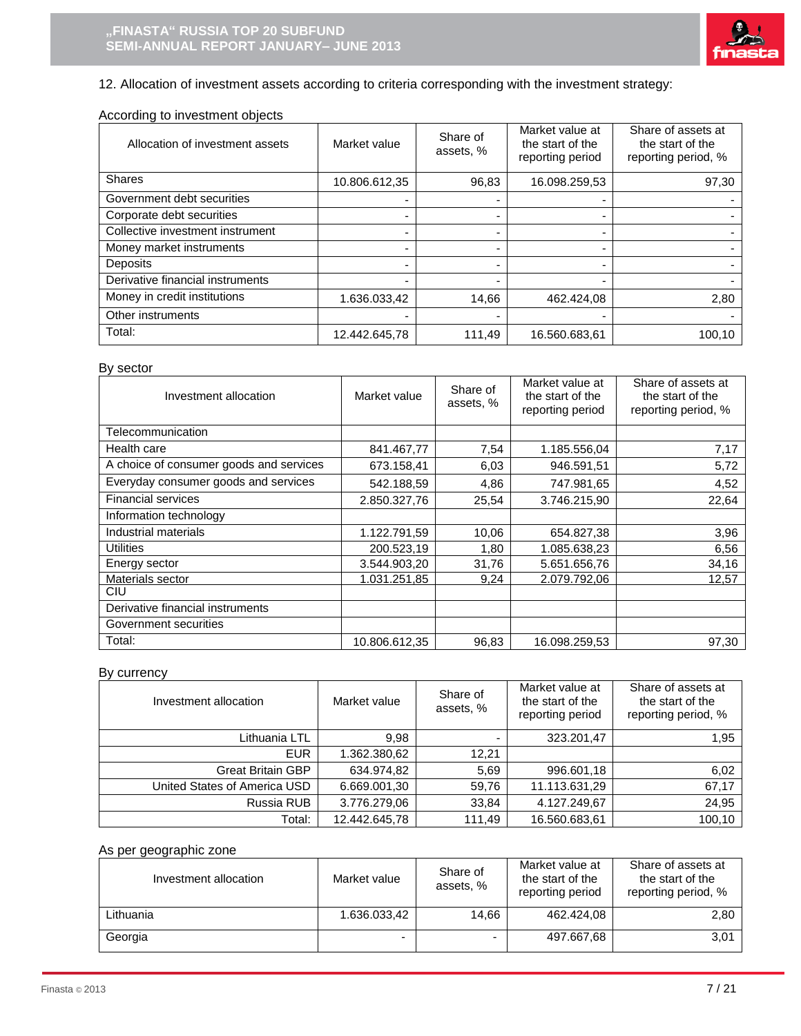12. Allocation of investment assets according to criteria corresponding with the investment strategy:

According to investment objects

| Allocation of investment assets | Market value | Share of assets, % | Market value at the start of the reporting period | Share of assets at the start of the reporting period, % |
|---|---|---|---|---|
| Shares | 10.806.612,35 | 96,83 | 16.098.259,53 | 97,30 |
| Government debt securities | - | - | - | - |
| Corporate debt securities | - | - | - | - |
| Collective investment instrument | - | - | - | - |
| Money market instruments | - | - | - | - |
| Deposits | - | - | - | - |
| Derivative financial instruments | - | - | - | - |
| Money in credit institutions | 1.636.033,42 | 14,66 | 462.424,08 | 2,80 |
| Other instruments | - | - | - | - |
| Total: | 12.442.645,78 | 111,49 | 16.560.683,61 | 100,10 |

By sector

| Investment allocation | Market value | Share of assets, % | Market value at the start of the reporting period | Share of assets at the start of the reporting period, % |
|---|---|---|---|---|
| Telecommunication | | | | |
| Health care | 841.467,77 | 7,54 | 1.185.556,04 | 7,17 |
| A choice of consumer goods and services | 673.158,41 | 6,03 | 946.591,51 | 5,72 |
| Everyday consumer goods and services | 542.188,59 | 4,86 | 747.981,65 | 4,52 |
| Financial services | 2.850.327,76 | 25,54 | 3.746.215,90 | 22,64 |
| Information technology | | | | |
| Industrial materials | 1.122.791,59 | 10,06 | 654.827,38 | 3,96 |
| Utilities | 200.523,19 | 1,80 | 1.085.638,23 | 6,56 |
| Energy sector | 3.544.903,20 | 31,76 | 5.651.656,76 | 34,16 |
| Materials sector | 1.031.251,85 | 9,24 | 2.079.792,06 | 12,57 |
| CIU | | | | |
| Derivative financial instruments | | | | |
| Government securities | | | | |
| Total: | 10.806.612,35 | 96,83 | 16.098.259,53 | 97,30 |

By currency

| Investment allocation | Market value | Share of assets, % | Market value at the start of the reporting period | Share of assets at the start of the reporting period, % |
|---|---|---|---|---|
| Lithuania LTL | 9,98 | - | 323.201,47 | 1,95 |
| EUR | 1.362.380,62 | 12,21 | | |
| Great Britain GBP | 634.974,82 | 5,69 | 996.601,18 | 6,02 |
| United States of America USD | 6.669.001,30 | 59,76 | 11.113.631,29 | 67,17 |
| Russia RUB | 3.776.279,06 | 33,84 | 4.127.249,67 | 24,95 |
| Total: | 12.442.645,78 | 111,49 | 16.560.683,61 | 100,10 |

As per geographic zone

| Investment allocation | Market value | Share of assets, % | Market value at the start of the reporting period | Share of assets at the start of the reporting period, % |
|---|---|---|---|---|
| Lithuania | 1.636.033,42 | 14,66 | 462.424,08 | 2,80 |
| Georgia | - | - | 497.667,68 | 3,01 |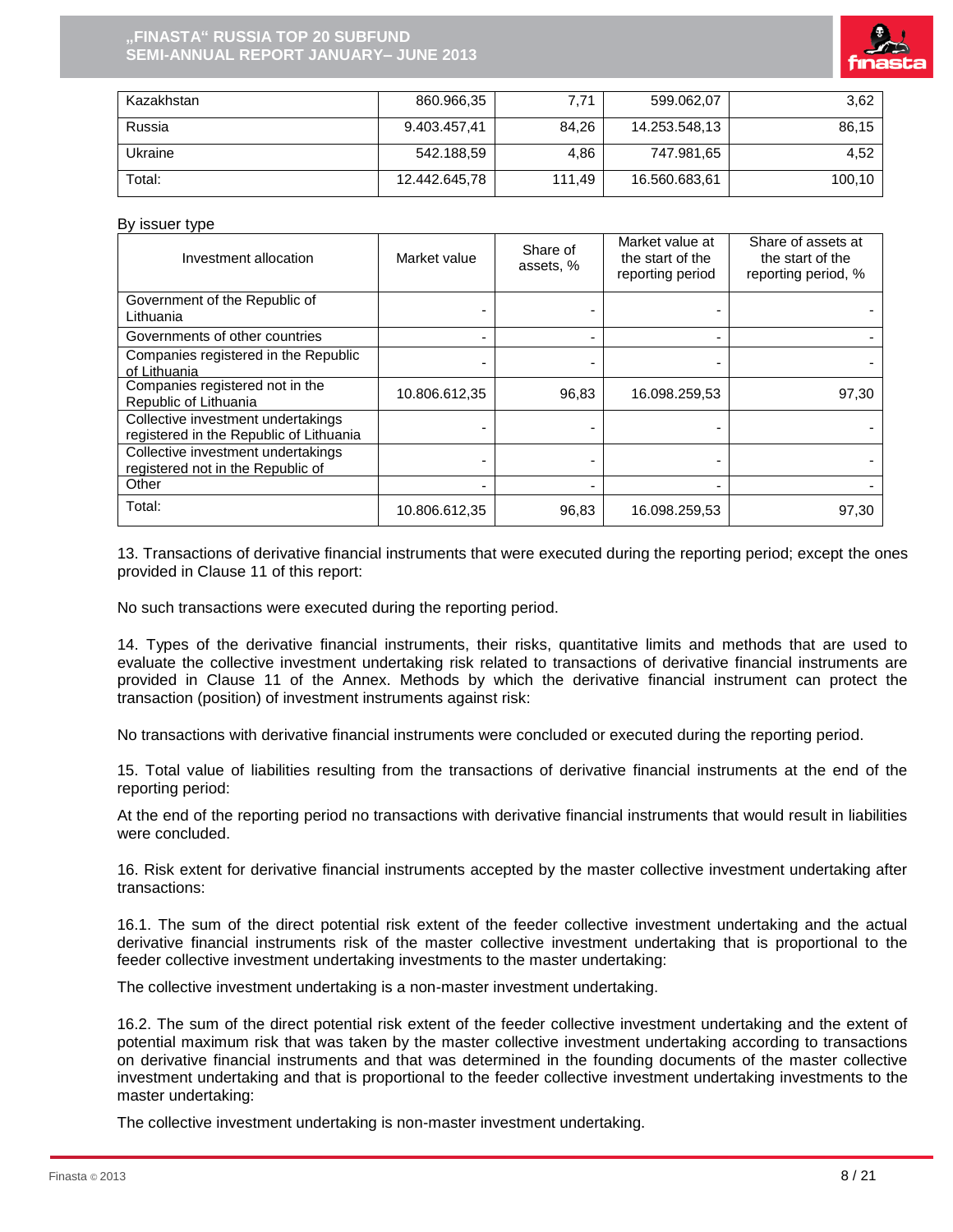| Kazakhstan | 860.966,35 | 7,71 | 599.062,07 | 3,62 |
|---|---|---|---|---|
| Russia | 9.403.457,41 | 84,26 | 14.253.548,13 | 86,15 |
| Ukraine | 542.188,59 | 4,86 | 747.981,65 | 4,52 |
| Total: | 12.442.645,78 | 111,49 | 16.560.683,61 | 100,10 |

By issuer type

| Investment allocation | Market value | Share of assets, % | Market value at the start of the reporting period | Share of assets at the start of the reporting period, % |
|---|---|---|---|---|
| Government of the Republic of Lithuania | - | - | - | - |
| Governments of other countries | - | - | - | - |
| Companies registered in the Republic of Lithuania | - | - | - | - |
| Companies registered not in the Republic of Lithuania | 10.806.612,35 | 96,83 | 16.098.259,53 | 97,30 |
| Collective investment undertakings registered in the Republic of Lithuania | - | - | - | - |
| Collective investment undertakings registered not in the Republic of | - | - | - | - |
| Other | - | - | - | - |
| Total: | 10.806.612,35 | 96,83 | 16.098.259,53 | 97,30 |

13. Transactions of derivative financial instruments that were executed during the reporting period; except the ones provided in Clause 11 of this report:

No such transactions were executed during the reporting period.

14. Types of the derivative financial instruments, their risks, quantitative limits and methods that are used to evaluate the collective investment undertaking risk related to transactions of derivative financial instruments are provided in Clause 11 of the Annex. Methods by which the derivative financial instrument can protect the transaction (position) of investment instruments against risk:

No transactions with derivative financial instruments were concluded or executed during the reporting period.

15. Total value of liabilities resulting from the transactions of derivative financial instruments at the end of the reporting period:

At the end of the reporting period no transactions with derivative financial instruments that would result in liabilities were concluded.

16. Risk extent for derivative financial instruments accepted by the master collective investment undertaking after transactions:

16.1. The sum of the direct potential risk extent of the feeder collective investment undertaking and the actual derivative financial instruments risk of the master collective investment undertaking that is proportional to the feeder collective investment undertaking investments to the master undertaking:

The collective investment undertaking is a non-master investment undertaking.

16.2. The sum of the direct potential risk extent of the feeder collective investment undertaking and the extent of potential maximum risk that was taken by the master collective investment undertaking according to transactions on derivative financial instruments and that was determined in the founding documents of the master collective investment undertaking and that is proportional to the feeder collective investment undertaking investments to the master undertaking:

The collective investment undertaking is non-master investment undertaking.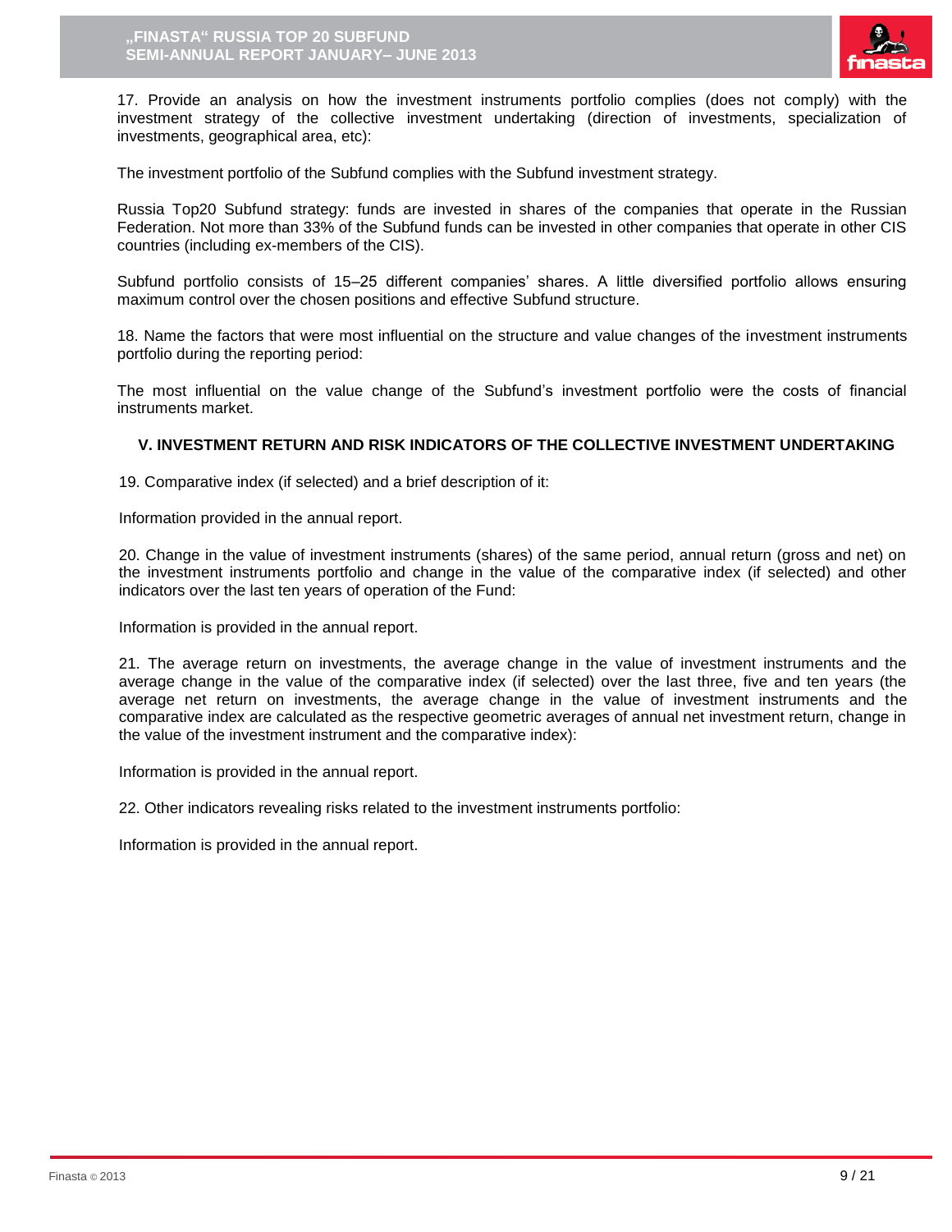17. Provide an analysis on how the investment instruments portfolio complies (does not comply) with the investment strategy of the collective investment undertaking (direction of investments, specialization of investments, geographical area, etc):

The investment portfolio of the Subfund complies with the Subfund investment strategy.

Russia Top20 Subfund strategy: funds are invested in shares of the companies that operate in the Russian Federation. Not more than 33% of the Subfund funds can be invested in other companies that operate in other CIS countries (including ex-members of the CIS).

Subfund portfolio consists of 15–25 different companies' shares. A little diversified portfolio allows ensuring maximum control over the chosen positions and effective Subfund structure.

18. Name the factors that were most influential on the structure and value changes of the investment instruments portfolio during the reporting period:

The most influential on the value change of the Subfund's investment portfolio were the costs of financial instruments market.

### V. INVESTMENT RETURN AND RISK INDICATORS OF THE COLLECTIVE INVESTMENT UNDERTAKING

19. Comparative index (if selected) and a brief description of it:

Information provided in the annual report.

20. Change in the value of investment instruments (shares) of the same period, annual return (gross and net) on the investment instruments portfolio and change in the value of the comparative index (if selected) and other indicators over the last ten years of operation of the Fund:

Information is provided in the annual report.

21. The average return on investments, the average change in the value of investment instruments and the average change in the value of the comparative index (if selected) over the last three, five and ten years (the average net return on investments, the average change in the value of investment instruments and the comparative index are calculated as the respective geometric averages of annual net investment return, change in the value of the investment instrument and the comparative index):

Information is provided in the annual report.

22. Other indicators revealing risks related to the investment instruments portfolio:

Information is provided in the annual report.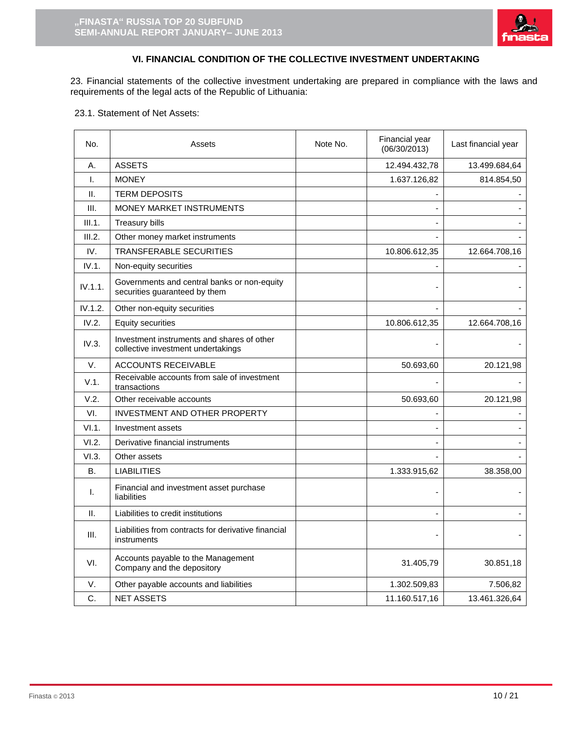## VI. FINANCIAL CONDITION OF THE COLLECTIVE INVESTMENT UNDERTAKING

23. Financial statements of the collective investment undertaking are prepared in compliance with the laws and requirements of the legal acts of the Republic of Lithuania:

23.1. Statement of Net Assets:

| No. | Assets | Note No. | Financial year (06/30/2013) | Last financial year |
|---|---|---|---|---|
| A. | ASSETS | | 12.494.432,78 | 13.499.684,64 |
| I. | MONEY | | 1.637.126,82 | 814.854,50 |
| II. | TERM DEPOSITS | | - | - |
| III. | MONEY MARKET INSTRUMENTS | | - | - |
| III.1. | Treasury bills | | - | - |
| III.2. | Other money market instruments | | - | - |
| IV. | TRANSFERABLE SECURITIES | | 10.806.612,35 | 12.664.708,16 |
| IV.1. | Non-equity securities | | - | - |
| IV.1.1. | Governments and central banks or non-equity securities guaranteed by them | | - | - |
| IV.1.2. | Other non-equity securities | | - | - |
| IV.2. | Equity securities | | 10.806.612,35 | 12.664.708,16 |
| IV.3. | Investment instruments and shares of other collective investment undertakings | | - | - |
| V. | ACCOUNTS RECEIVABLE | | 50.693,60 | 20.121,98 |
| V.1. | Receivable accounts from sale of investment transactions | | - | - |
| V.2. | Other receivable accounts | | 50.693,60 | 20.121,98 |
| VI. | INVESTMENT AND OTHER PROPERTY | | - | - |
| VI.1. | Investment assets | | - | - |
| VI.2. | Derivative financial instruments | | - | - |
| VI.3. | Other assets | | - | - |
| B. | LIABILITIES | | 1.333.915,62 | 38.358,00 |
| I. | Financial and investment asset purchase liabilities | | - | - |
| II. | Liabilities to credit institutions | | - | - |
| III. | Liabilities from contracts for derivative financial instruments | | - | - |
| VI. | Accounts payable to the Management Company and the depository | | 31.405,79 | 30.851,18 |
| V. | Other payable accounts and liabilities | | 1.302.509,83 | 7.506,82 |
| C. | NET ASSETS | | 11.160.517,16 | 13.461.326,64 |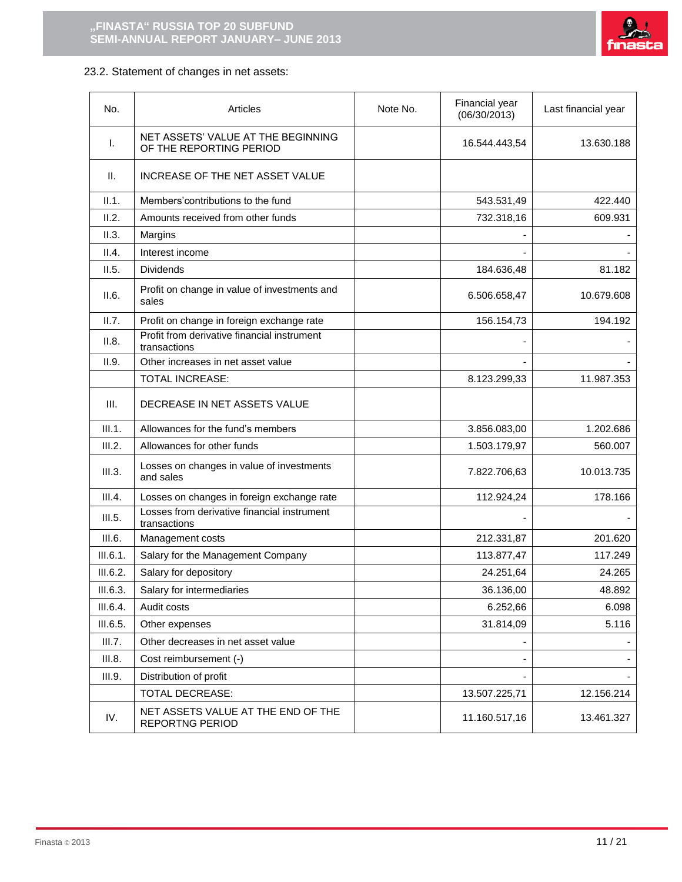23.2. Statement of changes in net assets:

| No. | Articles | Note No. | Financial year (06/30/2013) | Last financial year |
|---|---|---|---|---|
| I. | NET ASSETS' VALUE AT THE BEGINNING OF THE REPORTING PERIOD | | 16.544.443,54 | 13.630.188 |
| II. | INCREASE OF THE NET ASSET VALUE | | | |
| II.1. | Members'contributions to the fund | | 543.531,49 | 422.440 |
| II.2. | Amounts received from other funds | | 732.318,16 | 609.931 |
| II.3. | Margins | | - | - |
| II.4. | Interest income | | - | - |
| II.5. | Dividends | | 184.636,48 | 81.182 |
| II.6. | Profit on change in value of investments and sales | | 6.506.658,47 | 10.679.608 |
| II.7. | Profit on change in foreign exchange rate | | 156.154,73 | 194.192 |
| II.8. | Profit from derivative financial instrument transactions | | - | - |
| II.9. | Other increases in net asset value | | - | - |
| | TOTAL INCREASE: | | 8.123.299,33 | 11.987.353 |
| III. | DECREASE IN NET ASSETS VALUE | | | |
| III.1. | Allowances for the fund's members | | 3.856.083,00 | 1.202.686 |
| III.2. | Allowances for other funds | | 1.503.179,97 | 560.007 |
| III.3. | Losses on changes in value of investments and sales | | 7.822.706,63 | 10.013.735 |
| III.4. | Losses on changes in foreign exchange rate | | 112.924,24 | 178.166 |
| III.5. | Losses from derivative financial instrument transactions | | - | - |
| III.6. | Management costs | | 212.331,87 | 201.620 |
| III.6.1. | Salary for the Management Company | | 113.877,47 | 117.249 |
| III.6.2. | Salary for depository | | 24.251,64 | 24.265 |
| III.6.3. | Salary for intermediaries | | 36.136,00 | 48.892 |
| III.6.4. | Audit costs | | 6.252,66 | 6.098 |
| III.6.5. | Other expenses | | 31.814,09 | 5.116 |
| III.7. | Other decreases in net asset value | | - | - |
| III.8. | Cost reimbursement (-) | | - | - |
| III.9. | Distribution of profit | | - | - |
| | TOTAL DECREASE: | | 13.507.225,71 | 12.156.214 |
| IV. | NET ASSETS VALUE AT THE END OF THE REPORTNG PERIOD | | 11.160.517,16 | 13.461.327 |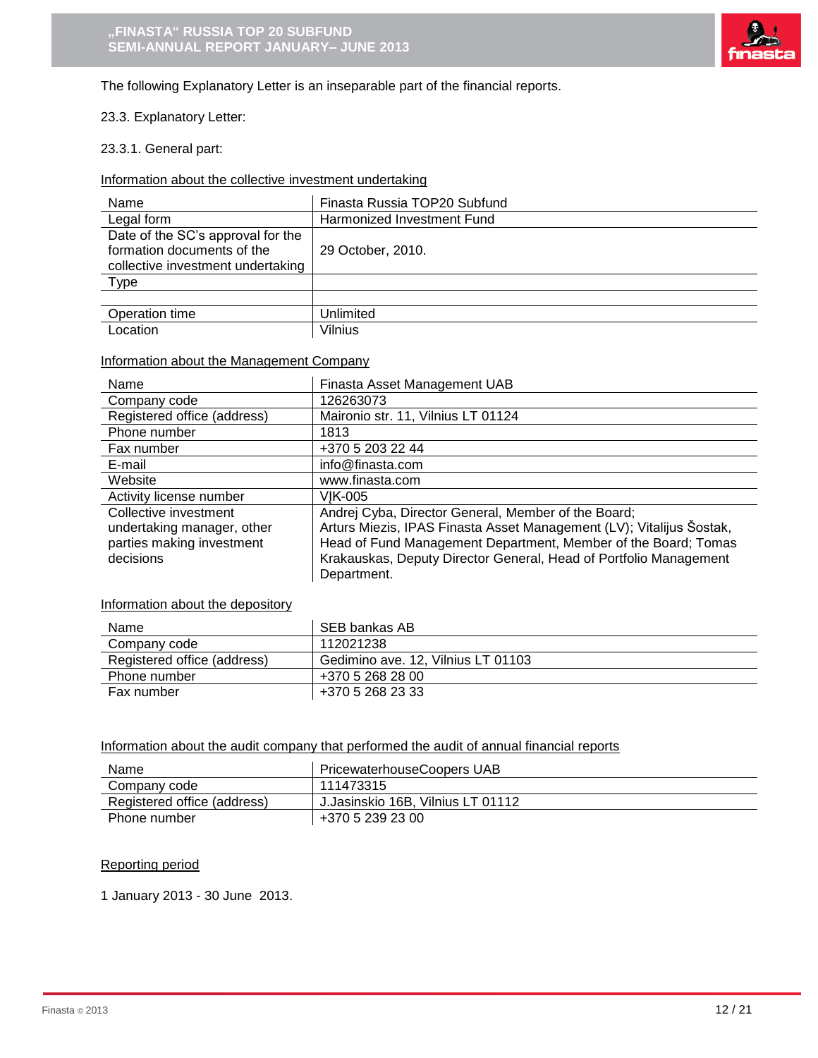The following Explanatory Letter is an inseparable part of the financial reports.

23.3. Explanatory Letter:

23.3.1. General part:

Information about the collective investment undertaking

| Name | Finasta Russia TOP20 Subfund |
|---|---|
| Legal form | Harmonized Investment Fund |
| Date of the SC's approval for the formation documents of the collective investment undertaking | 29 October, 2010. |
| Type | |
| | |
| Operation time | Unlimited |
| Location | Vilnius |

Information about the Management Company

| Name | Finasta Asset Management UAB |
|---|---|
| Company code | 126263073 |
| Registered office (address) | Maironio str. 11, Vilnius LT 01124 |
| Phone number | 1813 |
| Fax number | +370 5 203 22 44 |
| E-mail | info@finasta.com |
| Website | www.finasta.com |
| Activity license number | VĮK-005 |
| Collective investment undertaking manager, other parties making investment decisions | Andrej Cyba, Director General, Member of the Board; Arturs Miezis, IPAS Finasta Asset Management (LV); Vitalijus Šostak, Head of Fund Management Department, Member of the Board; Tomas Krakauskas, Deputy Director General, Head of Portfolio Management Department. |

Information about the depository

| Name | SEB bankas AB |
|---|---|
| Company code | 112021238 |
| Registered office (address) | Gedimino ave. 12, Vilnius LT 01103 |
| Phone number | +370 5 268 28 00 |
| Fax number | +370 5 268 23 33 |

Information about the audit company that performed the audit of annual financial reports

| Name | PricewaterhouseCoopers UAB |
|---|---|
| Company code | 111473315 |
| Registered office (address) | J.Jasinskio 16B, Vilnius LT 01112 |
| Phone number | +370 5 239 23 00 |

Reporting period

1 January 2013 - 30 June 2013.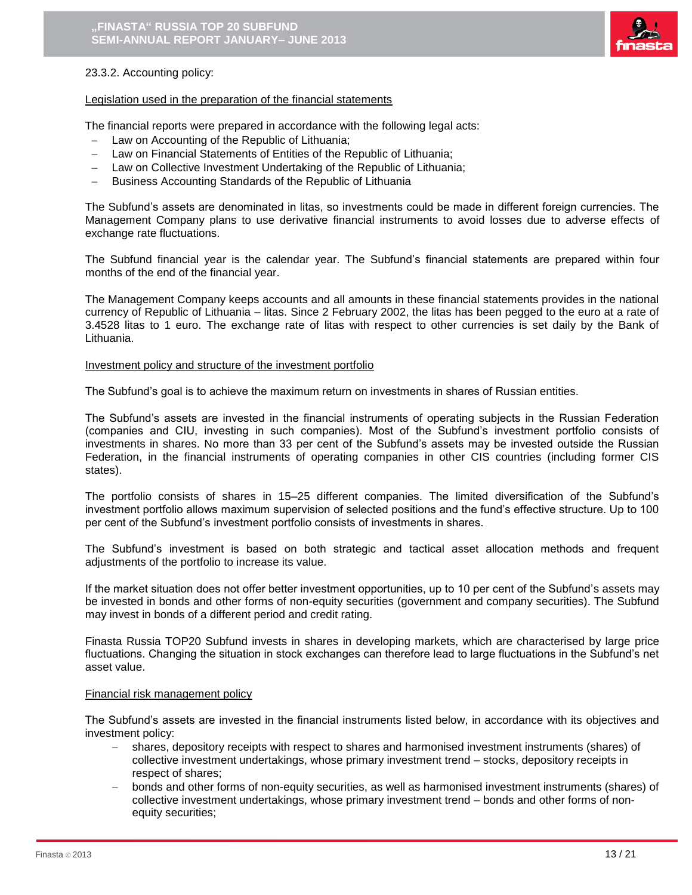23.3.2. Accounting policy:

Legislation used in the preparation of the financial statements

The financial reports were prepared in accordance with the following legal acts:

- Law on Accounting of the Republic of Lithuania;
- Law on Financial Statements of Entities of the Republic of Lithuania;
- Law on Collective Investment Undertaking of the Republic of Lithuania;
- Business Accounting Standards of the Republic of Lithuania

The Subfund's assets are denominated in litas, so investments could be made in different foreign currencies. The Management Company plans to use derivative financial instruments to avoid losses due to adverse effects of exchange rate fluctuations.

The Subfund financial year is the calendar year. The Subfund's financial statements are prepared within four months of the end of the financial year.

The Management Company keeps accounts and all amounts in these financial statements provides in the national currency of Republic of Lithuania – litas. Since 2 February 2002, the litas has been pegged to the euro at a rate of 3.4528 litas to 1 euro. The exchange rate of litas with respect to other currencies is set daily by the Bank of Lithuania.

Investment policy and structure of the investment portfolio

The Subfund's goal is to achieve the maximum return on investments in shares of Russian entities.

The Subfund's assets are invested in the financial instruments of operating subjects in the Russian Federation (companies and CIU, investing in such companies). Most of the Subfund's investment portfolio consists of investments in shares. No more than 33 per cent of the Subfund's assets may be invested outside the Russian Federation, in the financial instruments of operating companies in other CIS countries (including former CIS states).

The portfolio consists of shares in 15–25 different companies. The limited diversification of the Subfund's investment portfolio allows maximum supervision of selected positions and the fund's effective structure. Up to 100 per cent of the Subfund's investment portfolio consists of investments in shares.

The Subfund's investment is based on both strategic and tactical asset allocation methods and frequent adjustments of the portfolio to increase its value.

If the market situation does not offer better investment opportunities, up to 10 per cent of the Subfund's assets may be invested in bonds and other forms of non-equity securities (government and company securities). The Subfund may invest in bonds of a different period and credit rating.

Finasta Russia TOP20 Subfund invests in shares in developing markets, which are characterised by large price fluctuations. Changing the situation in stock exchanges can therefore lead to large fluctuations in the Subfund's net asset value.

Financial risk management policy

The Subfund's assets are invested in the financial instruments listed below, in accordance with its objectives and investment policy:

- shares, depository receipts with respect to shares and harmonised investment instruments (shares) of collective investment undertakings, whose primary investment trend – stocks, depository receipts in respect of shares;
- bonds and other forms of non-equity securities, as well as harmonised investment instruments (shares) of collective investment undertakings, whose primary investment trend – bonds and other forms of non-equity securities;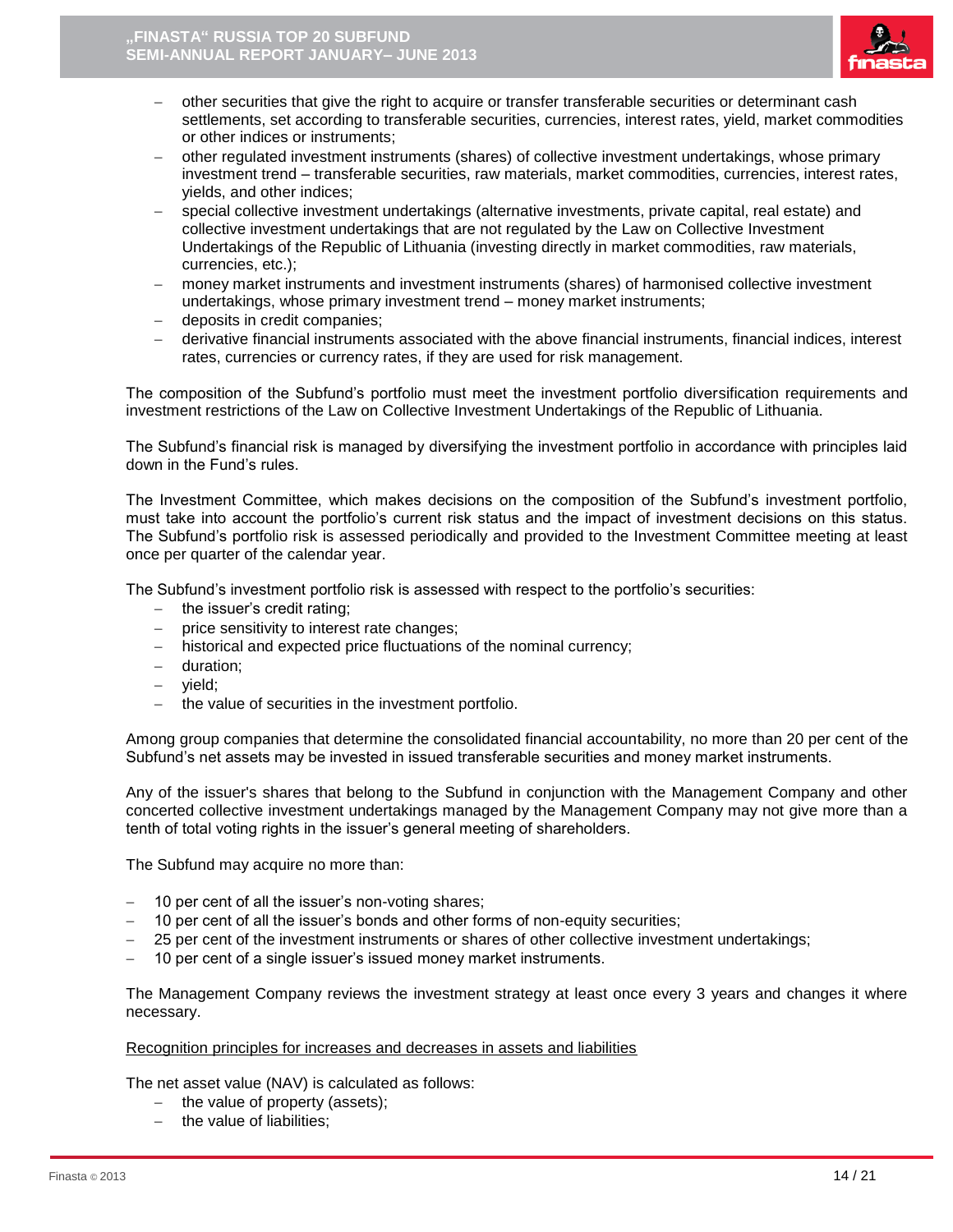- other securities that give the right to acquire or transfer transferable securities or determinant cash settlements, set according to transferable securities, currencies, interest rates, yield, market commodities or other indices or instruments;
- other regulated investment instruments (shares) of collective investment undertakings, whose primary investment trend – transferable securities, raw materials, market commodities, currencies, interest rates, yields, and other indices;
- special collective investment undertakings (alternative investments, private capital, real estate) and collective investment undertakings that are not regulated by the Law on Collective Investment Undertakings of the Republic of Lithuania (investing directly in market commodities, raw materials, currencies, etc.);
- money market instruments and investment instruments (shares) of harmonised collective investment undertakings, whose primary investment trend – money market instruments;
- deposits in credit companies;
- derivative financial instruments associated with the above financial instruments, financial indices, interest rates, currencies or currency rates, if they are used for risk management.

The composition of the Subfund's portfolio must meet the investment portfolio diversification requirements and investment restrictions of the Law on Collective Investment Undertakings of the Republic of Lithuania.

The Subfund's financial risk is managed by diversifying the investment portfolio in accordance with principles laid down in the Fund's rules.

The Investment Committee, which makes decisions on the composition of the Subfund's investment portfolio, must take into account the portfolio's current risk status and the impact of investment decisions on this status. The Subfund's portfolio risk is assessed periodically and provided to the Investment Committee meeting at least once per quarter of the calendar year.

The Subfund's investment portfolio risk is assessed with respect to the portfolio's securities:

- the issuer's credit rating;
- price sensitivity to interest rate changes;
- historical and expected price fluctuations of the nominal currency;
- duration;
- yield;
- the value of securities in the investment portfolio.

Among group companies that determine the consolidated financial accountability, no more than 20 per cent of the Subfund's net assets may be invested in issued transferable securities and money market instruments.

Any of the issuer's shares that belong to the Subfund in conjunction with the Management Company and other concerted collective investment undertakings managed by the Management Company may not give more than a tenth of total voting rights in the issuer's general meeting of shareholders.

The Subfund may acquire no more than:

- 10 per cent of all the issuer's non-voting shares;
- 10 per cent of all the issuer's bonds and other forms of non-equity securities;
- 25 per cent of the investment instruments or shares of other collective investment undertakings;
- 10 per cent of a single issuer's issued money market instruments.

The Management Company reviews the investment strategy at least once every 3 years and changes it where necessary.

Recognition principles for increases and decreases in assets and liabilities

The net asset value (NAV) is calculated as follows:

- the value of property (assets);
- the value of liabilities;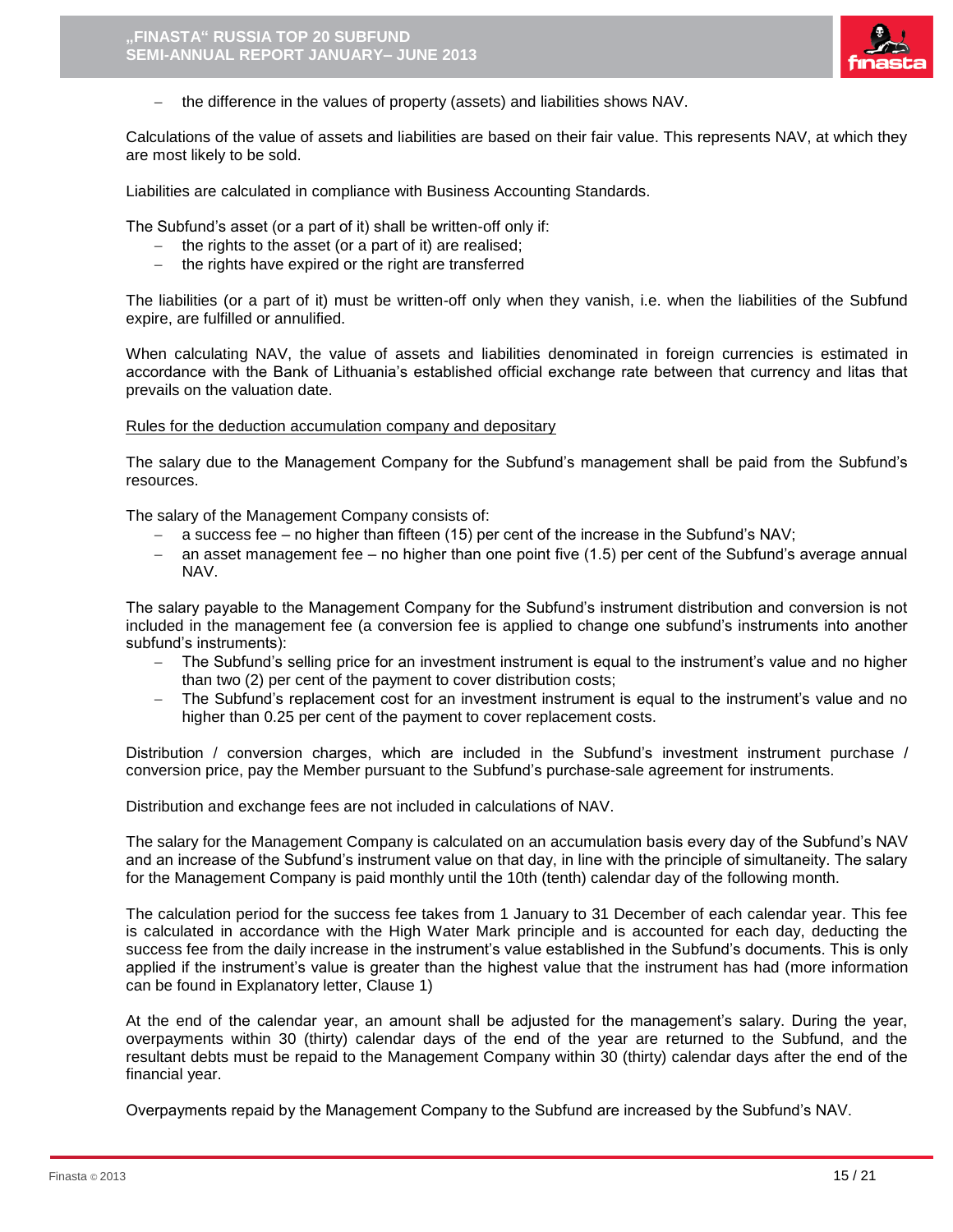- the difference in the values of property (assets) and liabilities shows NAV.

Calculations of the value of assets and liabilities are based on their fair value. This represents NAV, at which they are most likely to be sold.

Liabilities are calculated in compliance with Business Accounting Standards.

The Subfund's asset (or a part of it) shall be written-off only if:

- the rights to the asset (or a part of it) are realised;
- the rights have expired or the right are transferred

The liabilities (or a part of it) must be written-off only when they vanish, i.e. when the liabilities of the Subfund expire, are fulfilled or annulified.

When calculating NAV, the value of assets and liabilities denominated in foreign currencies is estimated in accordance with the Bank of Lithuania's established official exchange rate between that currency and litas that prevails on the valuation date.

Rules for the deduction accumulation company and depositary

The salary due to the Management Company for the Subfund's management shall be paid from the Subfund's resources.

The salary of the Management Company consists of:

- a success fee – no higher than fifteen (15) per cent of the increase in the Subfund's NAV;
- an asset management fee – no higher than one point five (1.5) per cent of the Subfund's average annual NAV.

The salary payable to the Management Company for the Subfund's instrument distribution and conversion is not included in the management fee (a conversion fee is applied to change one subfund's instruments into another subfund's instruments):

- The Subfund's selling price for an investment instrument is equal to the instrument's value and no higher than two (2) per cent of the payment to cover distribution costs;
- The Subfund's replacement cost for an investment instrument is equal to the instrument's value and no higher than 0.25 per cent of the payment to cover replacement costs.

Distribution / conversion charges, which are included in the Subfund's investment instrument purchase / conversion price, pay the Member pursuant to the Subfund's purchase-sale agreement for instruments.

Distribution and exchange fees are not included in calculations of NAV.

The salary for the Management Company is calculated on an accumulation basis every day of the Subfund's NAV and an increase of the Subfund's instrument value on that day, in line with the principle of simultaneity. The salary for the Management Company is paid monthly until the 10th (tenth) calendar day of the following month.

The calculation period for the success fee takes from 1 January to 31 December of each calendar year. This fee is calculated in accordance with the High Water Mark principle and is accounted for each day, deducting the success fee from the daily increase in the instrument's value established in the Subfund's documents. This is only applied if the instrument's value is greater than the highest value that the instrument has had (more information can be found in Explanatory letter, Clause 1)

At the end of the calendar year, an amount shall be adjusted for the management's salary. During the year, overpayments within 30 (thirty) calendar days of the end of the year are returned to the Subfund, and the resultant debts must be repaid to the Management Company within 30 (thirty) calendar days after the end of the financial year.

Overpayments repaid by the Management Company to the Subfund are increased by the Subfund's NAV.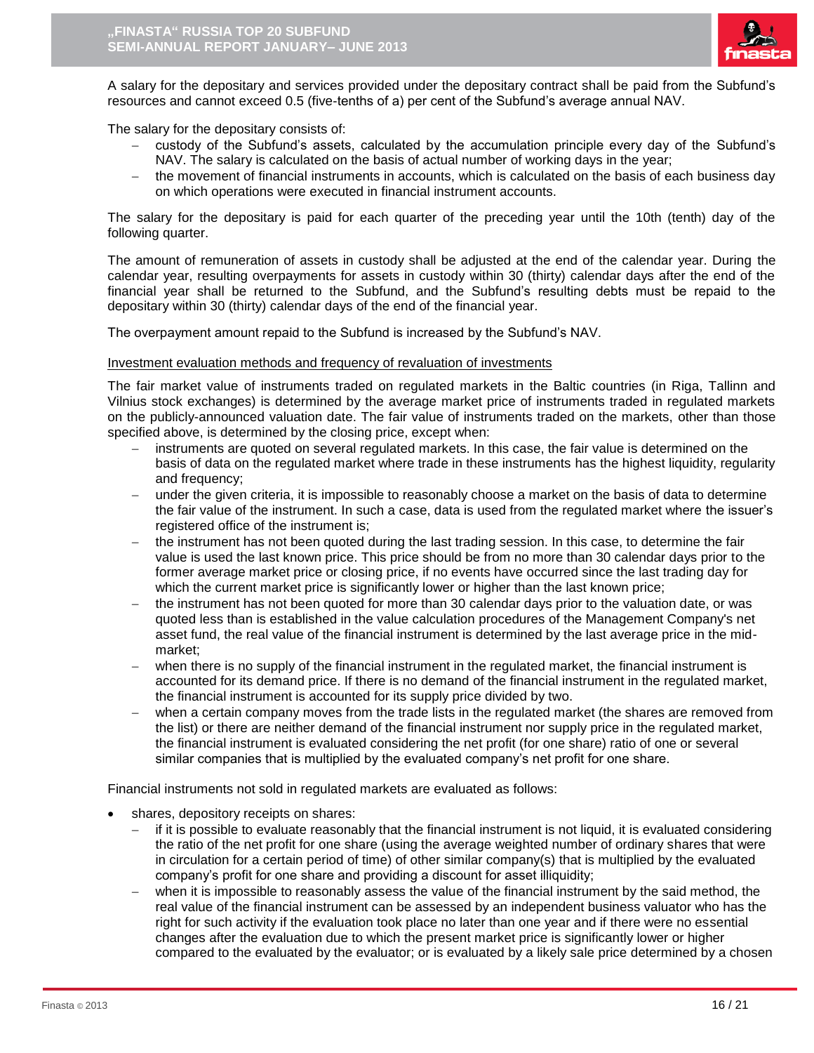A salary for the depositary and services provided under the depositary contract shall be paid from the Subfund's resources and cannot exceed 0.5 (five-tenths of a) per cent of the Subfund's average annual NAV.

The salary for the depositary consists of:

- custody of the Subfund's assets, calculated by the accumulation principle every day of the Subfund's NAV. The salary is calculated on the basis of actual number of working days in the year;
- the movement of financial instruments in accounts, which is calculated on the basis of each business day on which operations were executed in financial instrument accounts.

The salary for the depositary is paid for each quarter of the preceding year until the 10th (tenth) day of the following quarter.

The amount of remuneration of assets in custody shall be adjusted at the end of the calendar year. During the calendar year, resulting overpayments for assets in custody within 30 (thirty) calendar days after the end of the financial year shall be returned to the Subfund, and the Subfund's resulting debts must be repaid to the depositary within 30 (thirty) calendar days of the end of the financial year.

The overpayment amount repaid to the Subfund is increased by the Subfund's NAV.

Investment evaluation methods and frequency of revaluation of investments

The fair market value of instruments traded on regulated markets in the Baltic countries (in Riga, Tallinn and Vilnius stock exchanges) is determined by the average market price of instruments traded in regulated markets on the publicly-announced valuation date. The fair value of instruments traded on the markets, other than those specified above, is determined by the closing price, except when:

- instruments are quoted on several regulated markets. In this case, the fair value is determined on the basis of data on the regulated market where trade in these instruments has the highest liquidity, regularity and frequency;
- under the given criteria, it is impossible to reasonably choose a market on the basis of data to determine the fair value of the instrument. In such a case, data is used from the regulated market where the issuer's registered office of the instrument is;
- the instrument has not been quoted during the last trading session. In this case, to determine the fair value is used the last known price. This price should be from no more than 30 calendar days prior to the former average market price or closing price, if no events have occurred since the last trading day for which the current market price is significantly lower or higher than the last known price;
- the instrument has not been quoted for more than 30 calendar days prior to the valuation date, or was quoted less than is established in the value calculation procedures of the Management Company's net asset fund, the real value of the financial instrument is determined by the last average price in the mid-market;
- when there is no supply of the financial instrument in the regulated market, the financial instrument is accounted for its demand price. If there is no demand of the financial instrument in the regulated market, the financial instrument is accounted for its supply price divided by two.
- when a certain company moves from the trade lists in the regulated market (the shares are removed from the list) or there are neither demand of the financial instrument nor supply price in the regulated market, the financial instrument is evaluated considering the net profit (for one share) ratio of one or several similar companies that is multiplied by the evaluated company's net profit for one share.

Financial instruments not sold in regulated markets are evaluated as follows:

- shares, depository receipts on shares:
  - if it is possible to evaluate reasonably that the financial instrument is not liquid, it is evaluated considering the ratio of the net profit for one share (using the average weighted number of ordinary shares that were in circulation for a certain period of time) of other similar company(s) that is multiplied by the evaluated company's profit for one share and providing a discount for asset illiquidity;
  - when it is impossible to reasonably assess the value of the financial instrument by the said method, the real value of the financial instrument can be assessed by an independent business valuator who has the right for such activity if the evaluation took place no later than one year and if there were no essential changes after the evaluation due to which the present market price is significantly lower or higher compared to the evaluated by the evaluator; or is evaluated by a likely sale price determined by a chosen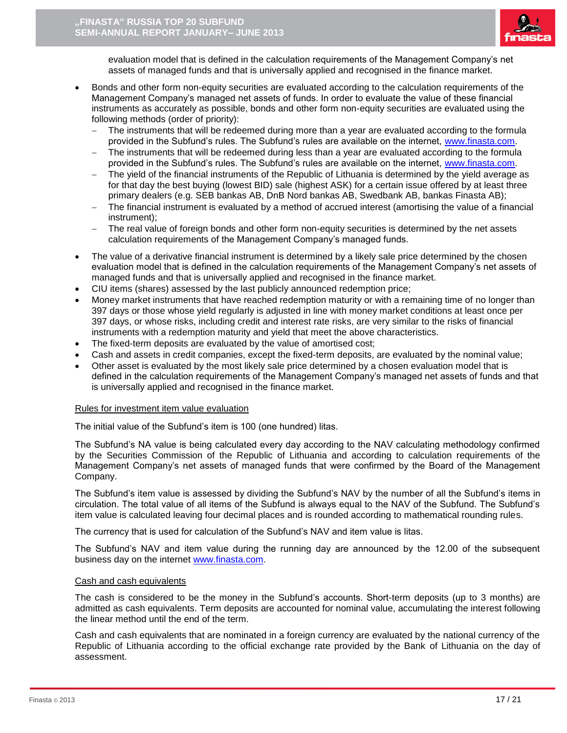evaluation model that is defined in the calculation requirements of the Management Company's net assets of managed funds and that is universally applied and recognised in the finance market.

- Bonds and other form non-equity securities are evaluated according to the calculation requirements of the Management Company's managed net assets of funds. In order to evaluate the value of these financial instruments as accurately as possible, bonds and other form non-equity securities are evaluated using the following methods (order of priority):
  - The instruments that will be redeemed during more than a year are evaluated according to the formula provided in the Subfund's rules. The Subfund's rules are available on the internet, www.finasta.com.
  - The instruments that will be redeemed during less than a year are evaluated according to the formula provided in the Subfund's rules. The Subfund's rules are available on the internet, www.finasta.com.
  - The yield of the financial instruments of the Republic of Lithuania is determined by the yield average as for that day the best buying (lowest BID) sale (highest ASK) for a certain issue offered by at least three primary dealers (e.g. SEB bankas AB, DnB Nord bankas AB, Swedbank AB, bankas Finasta AB);
  - The financial instrument is evaluated by a method of accrued interest (amortising the value of a financial instrument);
  - The real value of foreign bonds and other form non-equity securities is determined by the net assets calculation requirements of the Management Company's managed funds.
- The value of a derivative financial instrument is determined by a likely sale price determined by the chosen evaluation model that is defined in the calculation requirements of the Management Company's net assets of managed funds and that is universally applied and recognised in the finance market.
- CIU items (shares) assessed by the last publicly announced redemption price;
- Money market instruments that have reached redemption maturity or with a remaining time of no longer than 397 days or those whose yield regularly is adjusted in line with money market conditions at least once per 397 days, or whose risks, including credit and interest rate risks, are very similar to the risks of financial instruments with a redemption maturity and yield that meet the above characteristics.
- The fixed-term deposits are evaluated by the value of amortised cost;
- Cash and assets in credit companies, except the fixed-term deposits, are evaluated by the nominal value;
- Other asset is evaluated by the most likely sale price determined by a chosen evaluation model that is defined in the calculation requirements of the Management Company's managed net assets of funds and that is universally applied and recognised in the finance market.

<u>Rules for investment item value evaluation</u>

The initial value of the Subfund's item is 100 (one hundred) litas.

The Subfund's NA value is being calculated every day according to the NAV calculating methodology confirmed by the Securities Commission of the Republic of Lithuania and according to calculation requirements of the Management Company's net assets of managed funds that were confirmed by the Board of the Management Company.

The Subfund's item value is assessed by dividing the Subfund's NAV by the number of all the Subfund's items in circulation. The total value of all items of the Subfund is always equal to the NAV of the Subfund. The Subfund's item value is calculated leaving four decimal places and is rounded according to mathematical rounding rules.

The currency that is used for calculation of the Subfund's NAV and item value is litas.

The Subfund's NAV and item value during the running day are announced by the 12.00 of the subsequent business day on the internet www.finasta.com.

<u>Cash and cash equivalents</u>

The cash is considered to be the money in the Subfund's accounts. Short-term deposits (up to 3 months) are admitted as cash equivalents. Term deposits are accounted for nominal value, accumulating the interest following the linear method until the end of the term.

Cash and cash equivalents that are nominated in a foreign currency are evaluated by the national currency of the Republic of Lithuania according to the official exchange rate provided by the Bank of Lithuania on the day of assessment.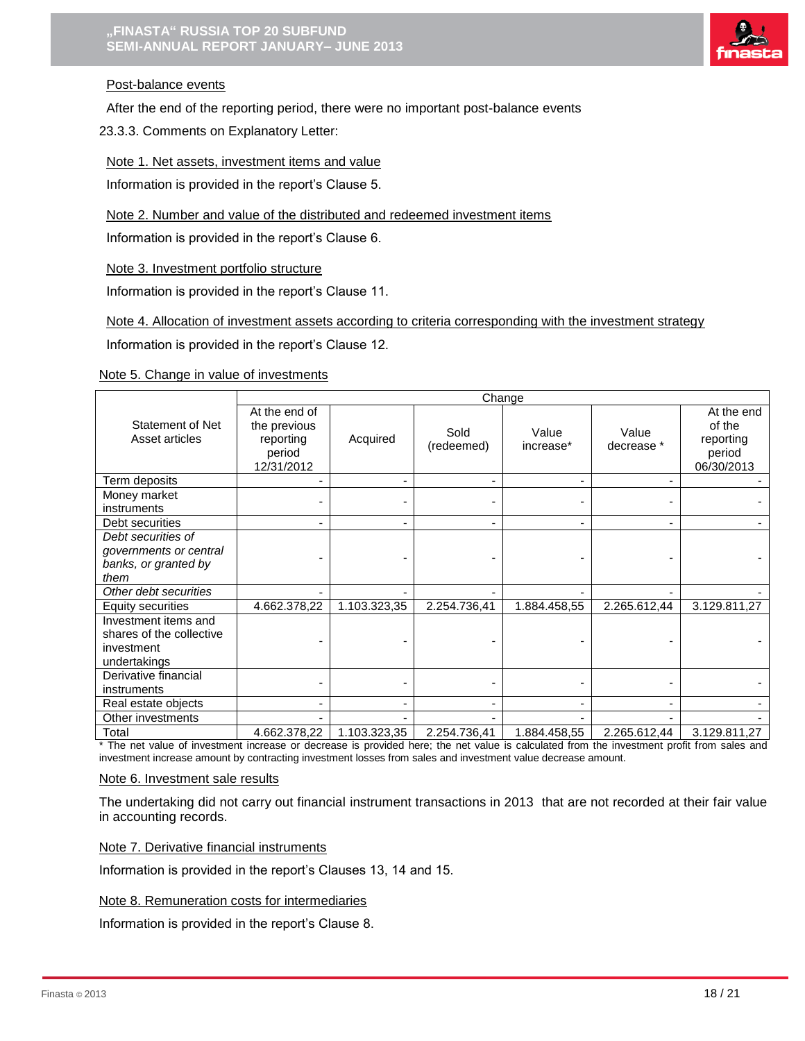Post-balance events

After the end of the reporting period, there were no important post-balance events

23.3.3. Comments on Explanatory Letter:

Note 1. Net assets, investment items and value

Information is provided in the report's Clause 5.

Note 2. Number and value of the distributed and redeemed investment items

Information is provided in the report's Clause 6.

Note 3. Investment portfolio structure

Information is provided in the report's Clause 11.

Note 4. Allocation of investment assets according to criteria corresponding with the investment strategy

Information is provided in the report's Clause 12.

Note 5. Change in value of investments

| Statement of Net Asset articles | Change | | | | | |
|---|---|---|---|---|---|---|
| | At the end of the previous reporting period 12/31/2012 | Acquired | Sold (redeemed) | Value increase* | Value decrease * | At the end of the reporting period 06/30/2013 |
| Term deposits | - | - | - | - | - | - |
| Money market instruments | - | - | - | - | - | - |
| Debt securities | - | - | - | - | - | - |
| *Debt securities of governments or central banks, or granted by them* | - | - | - | - | - | - |
| *Other debt securities* | - | - | - | - | - | - |
| Equity securities | 4.662.378,22 | 1.103.323,35 | 2.254.736,41 | 1.884.458,55 | 2.265.612,44 | 3.129.811,27 |
| Investment items and shares of the collective investment undertakings | - | - | - | - | - | - |
| Derivative financial instruments | - | - | - | - | - | - |
| Real estate objects | - | - | - | - | - | - |
| Other investments | - | - | - | - | - | - |
| Total | 4.662.378,22 | 1.103.323,35 | 2.254.736,41 | 1.884.458,55 | 2.265.612,44 | 3.129.811,27 |

* The net value of investment increase or decrease is provided here; the net value is calculated from the investment profit from sales and investment increase amount by contracting investment losses from sales and investment value decrease amount.

Note 6. Investment sale results

The undertaking did not carry out financial instrument transactions in 2013 that are not recorded at their fair value in accounting records.

Note 7. Derivative financial instruments

Information is provided in the report's Clauses 13, 14 and 15.

Note 8. Remuneration costs for intermediaries

Information is provided in the report's Clause 8.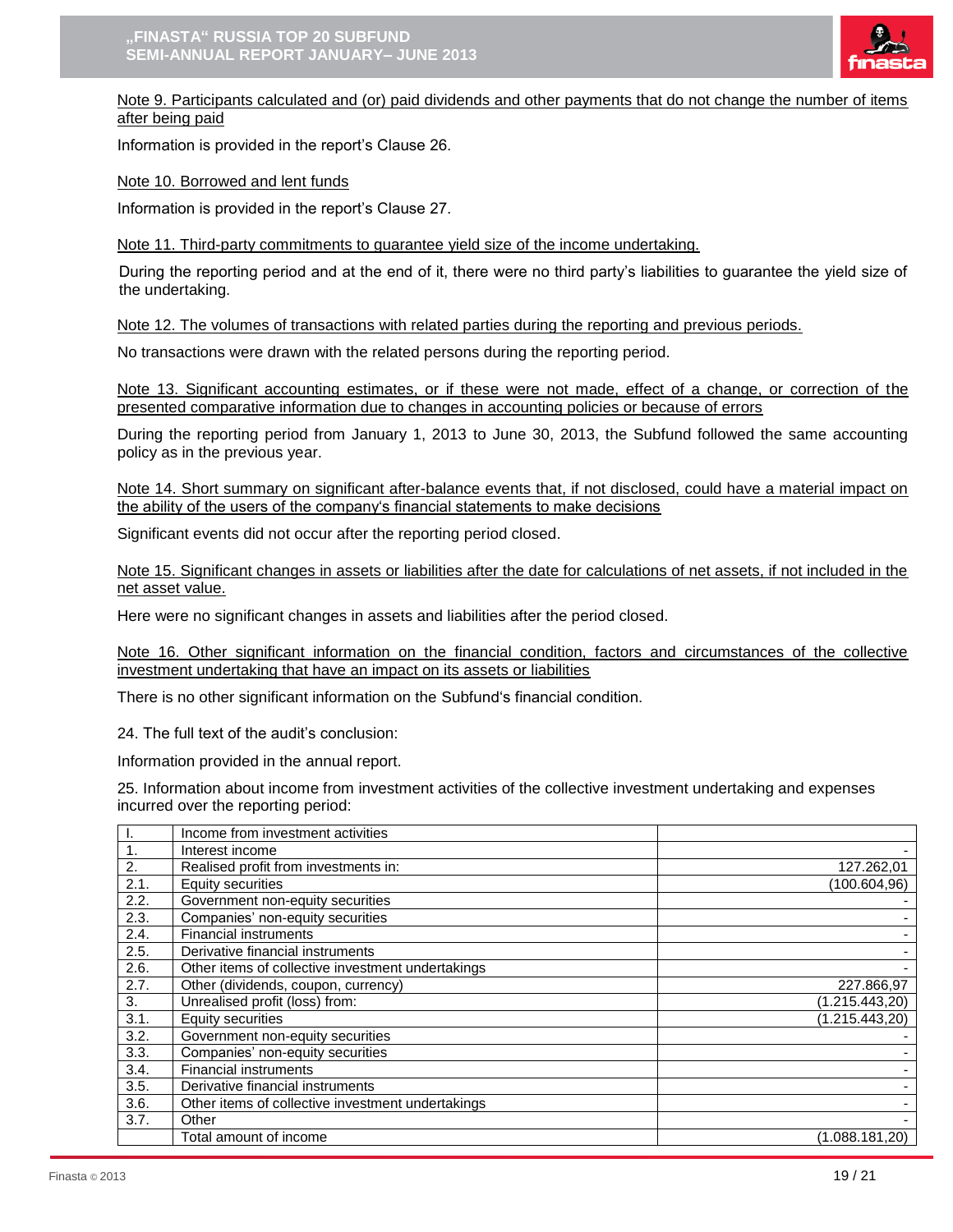Note 9. Participants calculated and (or) paid dividends and other payments that do not change the number of items after being paid

Information is provided in the report's Clause 26.

Note 10. Borrowed and lent funds

Information is provided in the report's Clause 27.

Note 11. Third-party commitments to guarantee yield size of the income undertaking.

During the reporting period and at the end of it, there were no third party's liabilities to guarantee the yield size of the undertaking.

Note 12. The volumes of transactions with related parties during the reporting and previous periods.

No transactions were drawn with the related persons during the reporting period.

Note 13. Significant accounting estimates, or if these were not made, effect of a change, or correction of the presented comparative information due to changes in accounting policies or because of errors

During the reporting period from January 1, 2013 to June 30, 2013, the Subfund followed the same accounting policy as in the previous year.

Note 14. Short summary on significant after-balance events that, if not disclosed, could have a material impact on the ability of the users of the company's financial statements to make decisions

Significant events did not occur after the reporting period closed.

Note 15. Significant changes in assets or liabilities after the date for calculations of net assets, if not included in the net asset value.

Here were no significant changes in assets and liabilities after the period closed.

Note 16. Other significant information on the financial condition, factors and circumstances of the collective investment undertaking that have an impact on its assets or liabilities

There is no other significant information on the Subfund's financial condition.

24. The full text of the audit's conclusion:

Information provided in the annual report.

25. Information about income from investment activities of the collective investment undertaking and expenses incurred over the reporting period:

| I. | Income from investment activities | |
|---|---|---|
| 1. | Interest income | - |
| 2. | Realised profit from investments in: | 127.262,01 |
| 2.1. | Equity securities | (100.604,96) |
| 2.2. | Government non-equity securities | - |
| 2.3. | Companies' non-equity securities | - |
| 2.4. | Financial instruments | - |
| 2.5. | Derivative financial instruments | - |
| 2.6. | Other items of collective investment undertakings | - |
| 2.7. | Other (dividends, coupon, currency) | 227.866,97 |
| 3. | Unrealised profit (loss) from: | (1.215.443,20) |
| 3.1. | Equity securities | (1.215.443,20) |
| 3.2. | Government non-equity securities | - |
| 3.3. | Companies' non-equity securities | - |
| 3.4. | Financial instruments | - |
| 3.5. | Derivative financial instruments | - |
| 3.6. | Other items of collective investment undertakings | - |
| 3.7. | Other | - |
| | Total amount of income | (1.088.181,20) |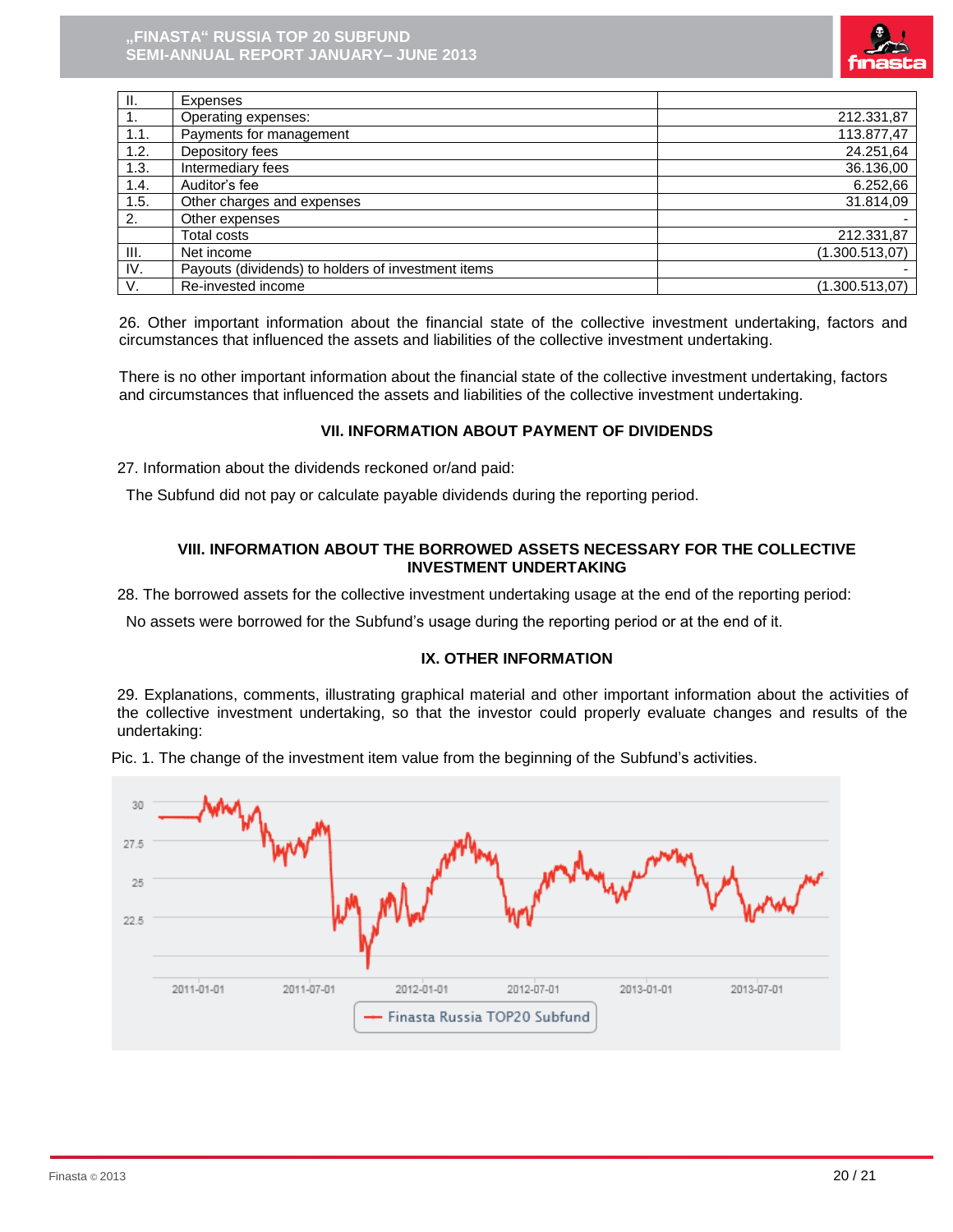| II. | Expenses | |
|---|---|---|
| 1. | Operating expenses: | 212.331,87 |
| 1.1. | Payments for management | 113.877,47 |
| 1.2. | Depository fees | 24.251,64 |
| 1.3. | Intermediary fees | 36.136,00 |
| 1.4. | Auditor's fee | 6.252,66 |
| 1.5. | Other charges and expenses | 31.814,09 |
| 2. | Other expenses | - |
| | Total costs | 212.331,87 |
| III. | Net income | (1.300.513,07) |
| IV. | Payouts (dividends) to holders of investment items | - |
| V. | Re-invested income | (1.300.513,07) |

26. Other important information about the financial state of the collective investment undertaking, factors and circumstances that influenced the assets and liabilities of the collective investment undertaking.

There is no other important information about the financial state of the collective investment undertaking, factors and circumstances that influenced the assets and liabilities of the collective investment undertaking.

## VII. INFORMATION ABOUT PAYMENT OF DIVIDENDS

27. Information about the dividends reckoned or/and paid:

The Subfund did not pay or calculate payable dividends during the reporting period.

## VIII. INFORMATION ABOUT THE BORROWED ASSETS NECESSARY FOR THE COLLECTIVE INVESTMENT UNDERTAKING

28. The borrowed assets for the collective investment undertaking usage at the end of the reporting period:

No assets were borrowed for the Subfund's usage during the reporting period or at the end of it.

## IX. OTHER INFORMATION

29. Explanations, comments, illustrating graphical material and other important information about the activities of the collective investment undertaking, so that the investor could properly evaluate changes and results of the undertaking:

Pic. 1. The change of the investment item value from the beginning of the Subfund's activities.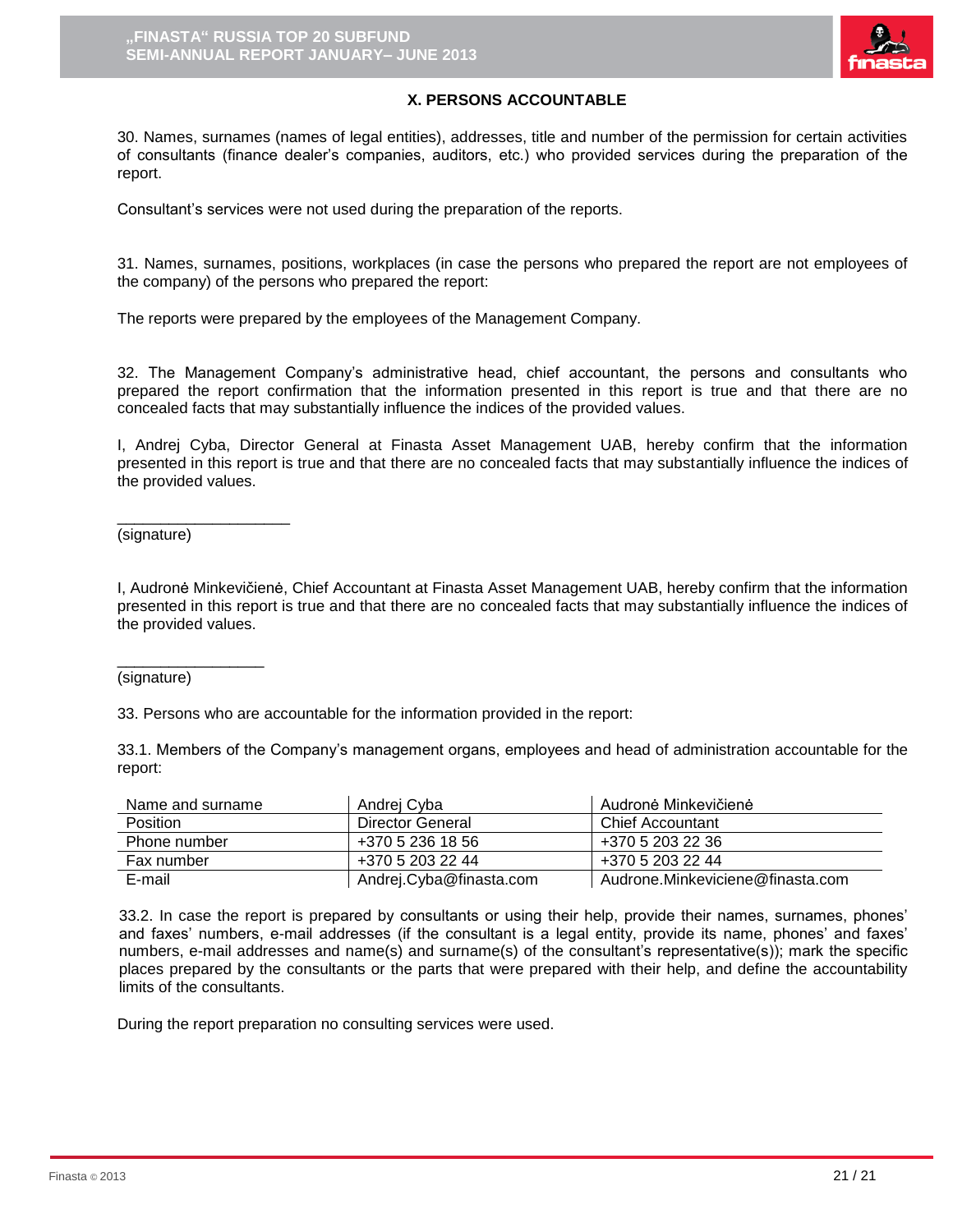## X. PERSONS ACCOUNTABLE

30. Names, surnames (names of legal entities), addresses, title and number of the permission for certain activities of consultants (finance dealer's companies, auditors, etc.) who provided services during the preparation of the report.

Consultant's services were not used during the preparation of the reports.

31. Names, surnames, positions, workplaces (in case the persons who prepared the report are not employees of the company) of the persons who prepared the report:

The reports were prepared by the employees of the Management Company.

32. The Management Company's administrative head, chief accountant, the persons and consultants who prepared the report confirmation that the information presented in this report is true and that there are no concealed facts that may substantially influence the indices of the provided values.

I, Andrej Cyba, Director General at Finasta Asset Management UAB, hereby confirm that the information presented in this report is true and that there are no concealed facts that may substantially influence the indices of the provided values.

____________________
(signature)

I, Audronė Minkevičienė, Chief Accountant at Finasta Asset Management UAB, hereby confirm that the information presented in this report is true and that there are no concealed facts that may substantially influence the indices of the provided values.

_________________
(signature)

33. Persons who are accountable for the information provided in the report:

33.1. Members of the Company's management organs, employees and head of administration accountable for the report:

| Name and surname | Andrej Cyba | Audronė Minkevičienė |
|---|---|---|
| Position | Director General | Chief Accountant |
| Phone number | +370 5 236 18 56 | +370 5 203 22 36 |
| Fax number | +370 5 203 22 44 | +370 5 203 22 44 |
| E-mail | Andrej.Cyba@finasta.com | Audrone.Minkeviciene@finasta.com |

33.2. In case the report is prepared by consultants or using their help, provide their names, surnames, phones' and faxes' numbers, e-mail addresses (if the consultant is a legal entity, provide its name, phones' and faxes' numbers, e-mail addresses and name(s) and surname(s) of the consultant's representative(s)); mark the specific places prepared by the consultants or the parts that were prepared with their help, and define the accountability limits of the consultants.

During the report preparation no consulting services were used.